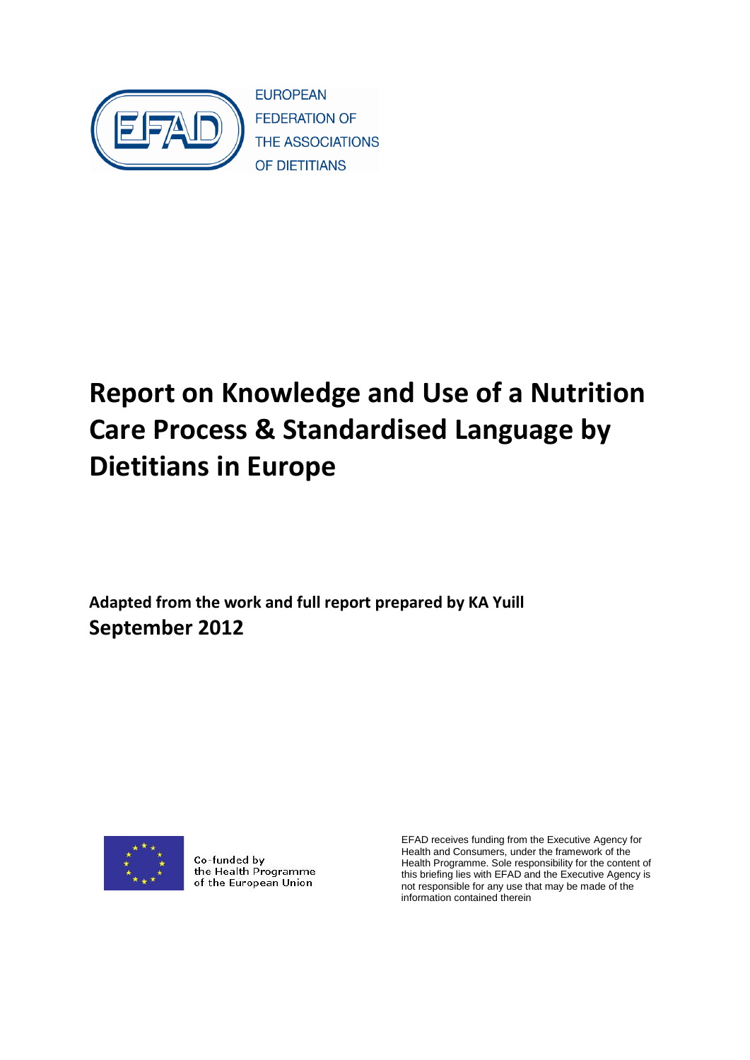EUROPEAN FEDERATION OF THE ASSOCIATIONS OF DIETITIANS

# Report on Knowledge and Use of a Nutrition Care Process & Standardised Language by Dietitians in Europe

**Adapted from the work and full report prepared by KA Yuill**

**September 2012**

Co-funded by the Health Programme of the European Union

EFAD receives funding from the Executive Agency for Health and Consumers, under the framework of the Health Programme. Sole responsibility for the content of this briefing lies with EFAD and the Executive Agency is not responsible for any use that may be made of the information contained therein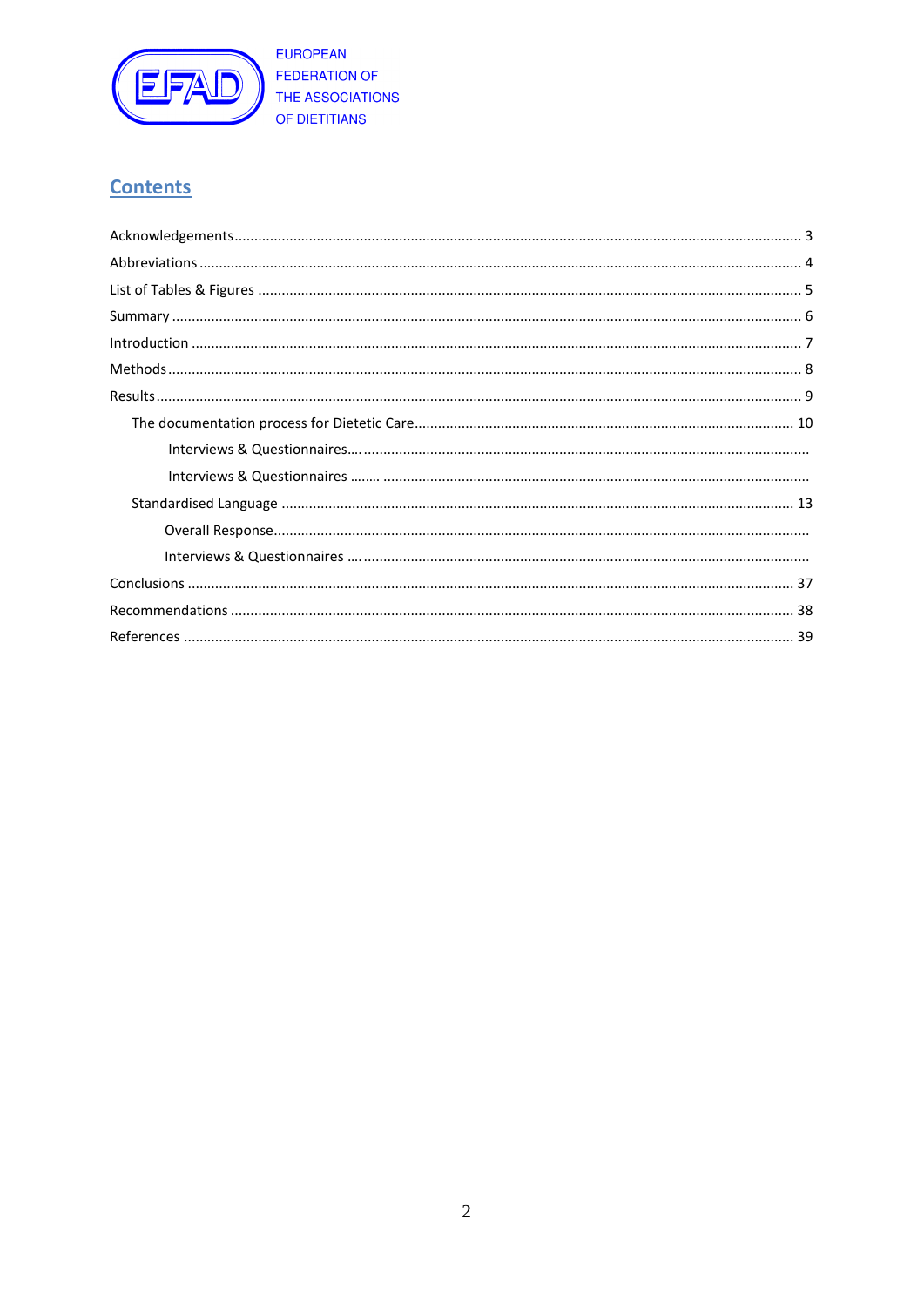EUROPEAN
FEDERATION OF
THE ASSOCIATIONS
OF DIETITIANS

# Contents

Acknowledgements ........................................................................................................ 3

Abbreviations ................................................................................................................ 4

List of Tables & Figures ................................................................................................. 5

Summary ....................................................................................................................... 6

Introduction .................................................................................................................. 7

Methods ........................................................................................................................ 8

Results .......................................................................................................................... 9

- The documentation process for Dietetic Care ......................................................... 10
    - Interviews & Questionnaires…. ..............................................................................
    - Interviews & Questionnaires …….. .........................................................................
- Standardised Language ............................................................................................ 13
    - Overall Response......................................................................................................
    - Interviews & Questionnaires …. ..............................................................................

Conclusions ................................................................................................................. 37

Recommendations ...................................................................................................... 38

References .................................................................................................................. 39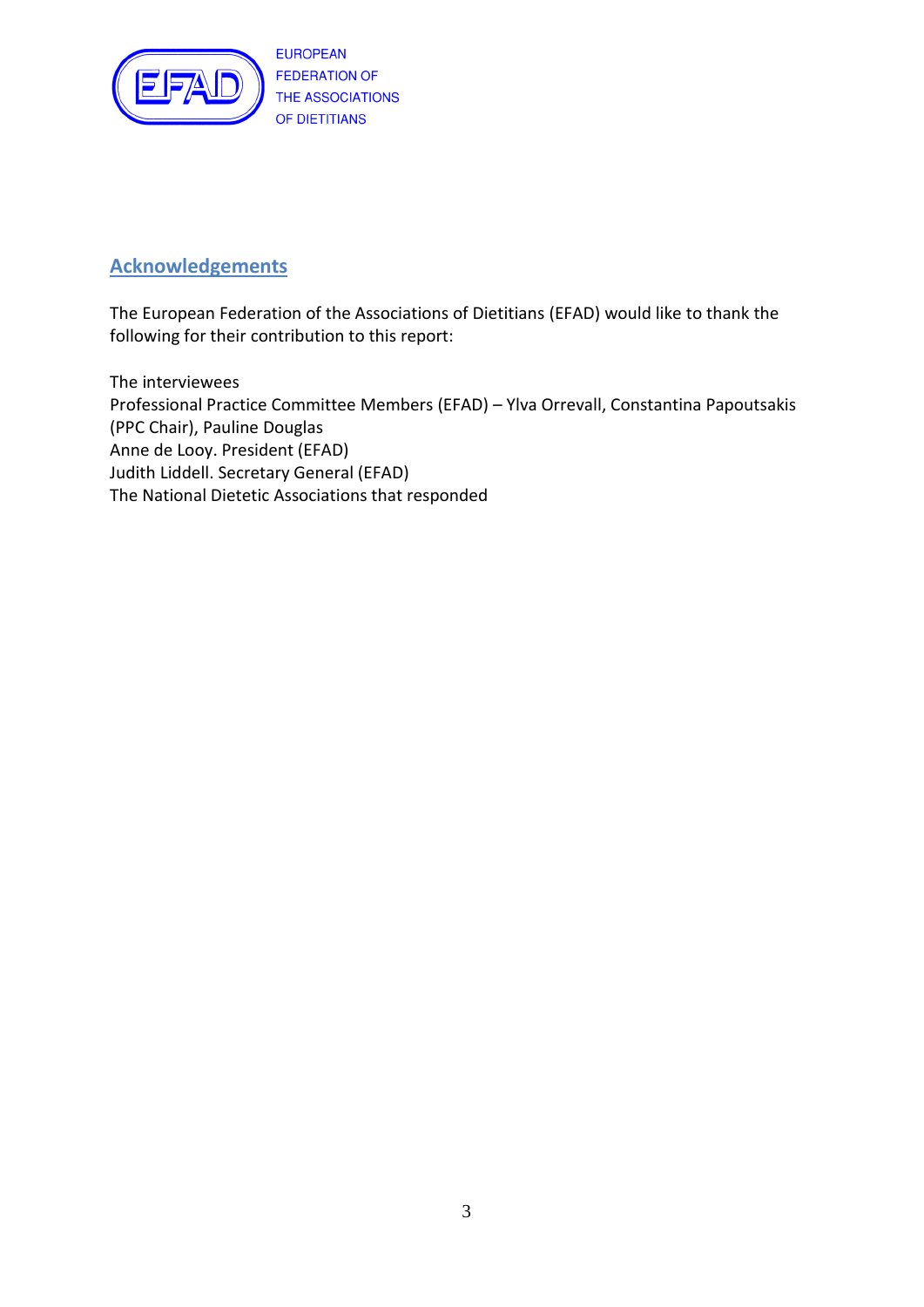## Acknowledgements

The European Federation of the Associations of Dietitians (EFAD) would like to thank the following for their contribution to this report:

The interviewees  
Professional Practice Committee Members (EFAD) – Ylva Orrevall, Constantina Papoutsakis (PPC Chair), Pauline Douglas  
Anne de Looy. President (EFAD)  
Judith Liddell. Secretary General (EFAD)  
The National Dietetic Associations that responded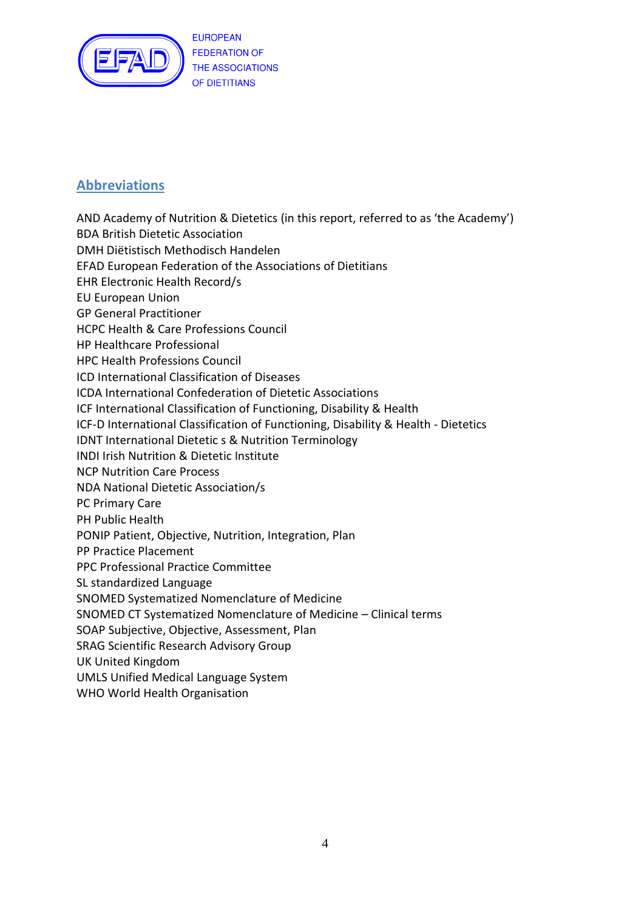## Abbreviations

AND Academy of Nutrition & Dietetics (in this report, referred to as 'the Academy')
BDA British Dietetic Association
DMH Diëtistisch Methodisch Handelen
EFAD European Federation of the Associations of Dietitians
EHR Electronic Health Record/s
EU European Union
GP General Practitioner
HCPC Health & Care Professions Council
HP Healthcare Professional
HPC Health Professions Council
ICD International Classification of Diseases
ICDA International Confederation of Dietetic Associations
ICF International Classification of Functioning, Disability & Health
ICF-D International Classification of Functioning, Disability & Health - Dietetics
IDNT International Dietetic s & Nutrition Terminology
INDI Irish Nutrition & Dietetic Institute
NCP Nutrition Care Process
NDA National Dietetic Association/s
PC Primary Care
PH Public Health
PONIP Patient, Objective, Nutrition, Integration, Plan
PP Practice Placement
PPC Professional Practice Committee
SL standardized Language
SNOMED Systematized Nomenclature of Medicine
SNOMED CT Systematized Nomenclature of Medicine – Clinical terms
SOAP Subjective, Objective, Assessment, Plan
SRAG Scientific Research Advisory Group
UK United Kingdom
UMLS Unified Medical Language System
WHO World Health Organisation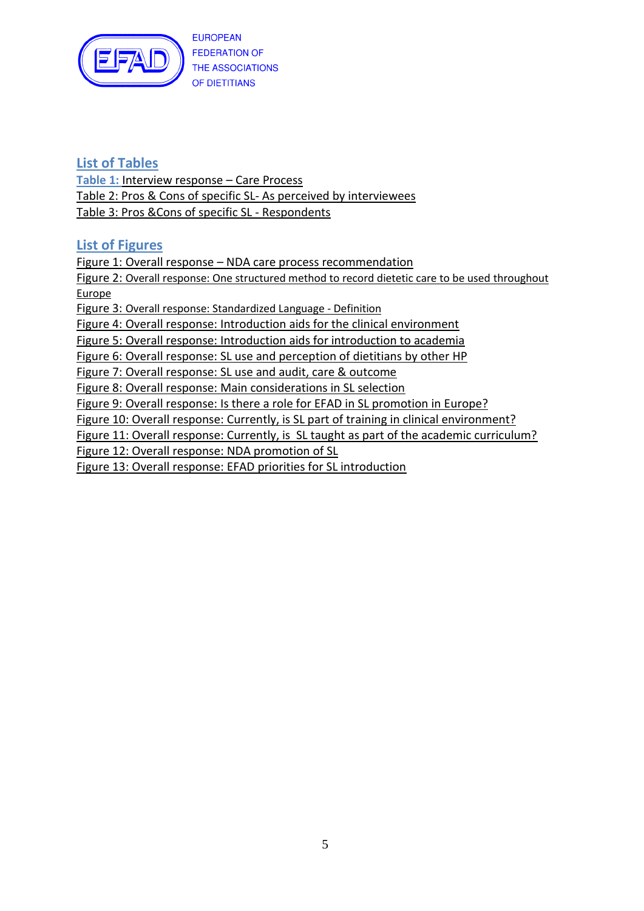## List of Tables

Table 1: Interview response – Care Process
Table 2: Pros & Cons of specific SL- As perceived by interviewees
Table 3: Pros &Cons of specific SL - Respondents

## List of Figures

Figure 1: Overall response – NDA care process recommendation
Figure 2: Overall response: One structured method to record dietetic care to be used throughout Europe
Figure 3: Overall response: Standardized Language - Definition
Figure 4: Overall response: Introduction aids for the clinical environment
Figure 5: Overall response: Introduction aids for introduction to academia
Figure 6: Overall response: SL use and perception of dietitians by other HP
Figure 7: Overall response: SL use and audit, care & outcome
Figure 8: Overall response: Main considerations in SL selection
Figure 9: Overall response: Is there a role for EFAD in SL promotion in Europe?
Figure 10: Overall response: Currently, is SL part of training in clinical environment?
Figure 11: Overall response: Currently, is SL taught as part of the academic curriculum?
Figure 12: Overall response: NDA promotion of SL
Figure 13: Overall response: EFAD priorities for SL introduction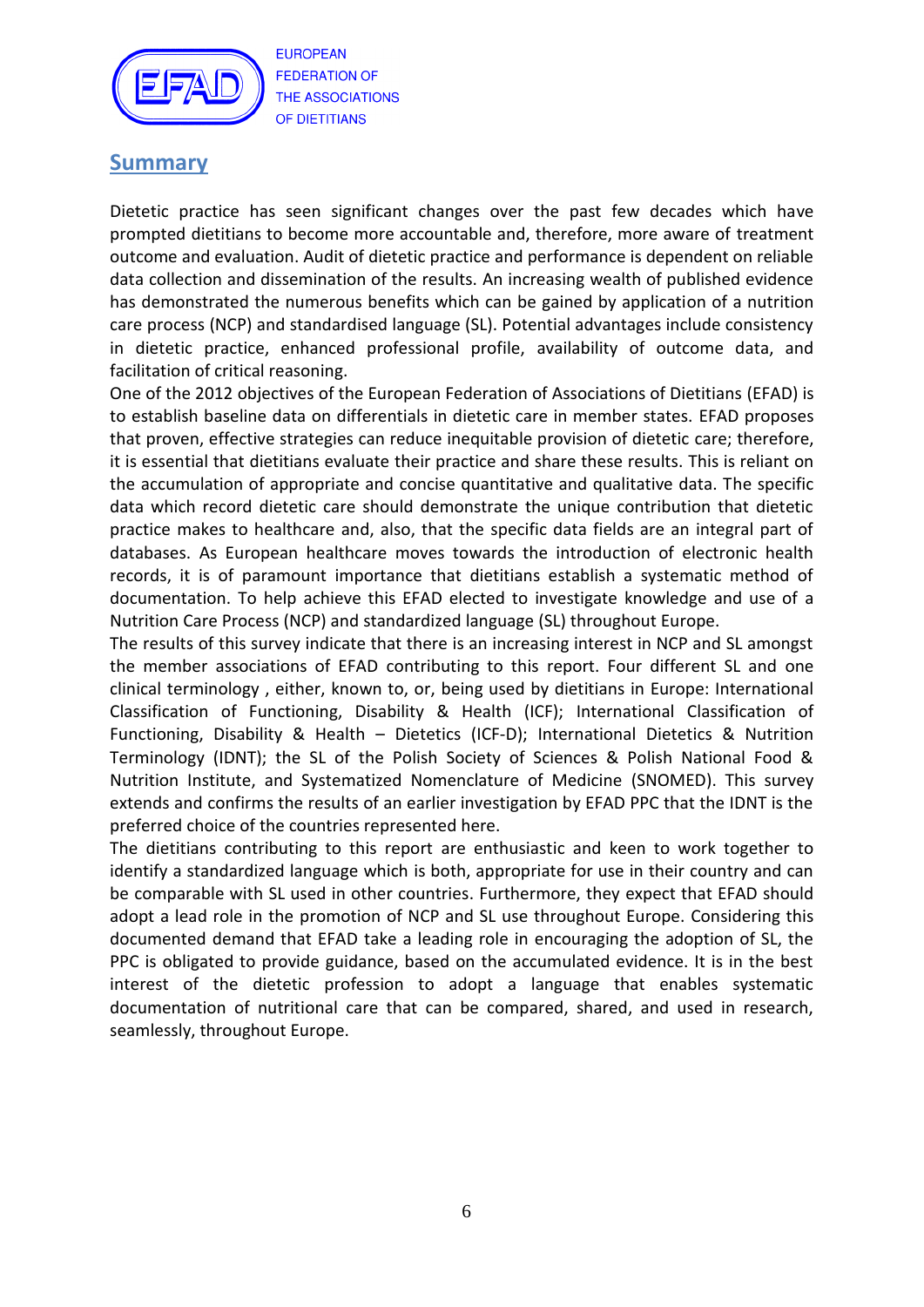## Summary

Dietetic practice has seen significant changes over the past few decades which have prompted dietitians to become more accountable and, therefore, more aware of treatment outcome and evaluation. Audit of dietetic practice and performance is dependent on reliable data collection and dissemination of the results. An increasing wealth of published evidence has demonstrated the numerous benefits which can be gained by application of a nutrition care process (NCP) and standardised language (SL). Potential advantages include consistency in dietetic practice, enhanced professional profile, availability of outcome data, and facilitation of critical reasoning.

One of the 2012 objectives of the European Federation of Associations of Dietitians (EFAD) is to establish baseline data on differentials in dietetic care in member states. EFAD proposes that proven, effective strategies can reduce inequitable provision of dietetic care; therefore, it is essential that dietitians evaluate their practice and share these results. This is reliant on the accumulation of appropriate and concise quantitative and qualitative data. The specific data which record dietetic care should demonstrate the unique contribution that dietetic practice makes to healthcare and, also, that the specific data fields are an integral part of databases. As European healthcare moves towards the introduction of electronic health records, it is of paramount importance that dietitians establish a systematic method of documentation. To help achieve this EFAD elected to investigate knowledge and use of a Nutrition Care Process (NCP) and standardized language (SL) throughout Europe.

The results of this survey indicate that there is an increasing interest in NCP and SL amongst the member associations of EFAD contributing to this report. Four different SL and one clinical terminology , either, known to, or, being used by dietitians in Europe: International Classification of Functioning, Disability & Health (ICF); International Classification of Functioning, Disability & Health – Dietetics (ICF-D); International Dietetics & Nutrition Terminology (IDNT); the SL of the Polish Society of Sciences & Polish National Food & Nutrition Institute, and Systematized Nomenclature of Medicine (SNOMED). This survey extends and confirms the results of an earlier investigation by EFAD PPC that the IDNT is the preferred choice of the countries represented here.

The dietitians contributing to this report are enthusiastic and keen to work together to identify a standardized language which is both, appropriate for use in their country and can be comparable with SL used in other countries. Furthermore, they expect that EFAD should adopt a lead role in the promotion of NCP and SL use throughout Europe. Considering this documented demand that EFAD take a leading role in encouraging the adoption of SL, the PPC is obligated to provide guidance, based on the accumulated evidence. It is in the best interest of the dietetic profession to adopt a language that enables systematic documentation of nutritional care that can be compared, shared, and used in research, seamlessly, throughout Europe.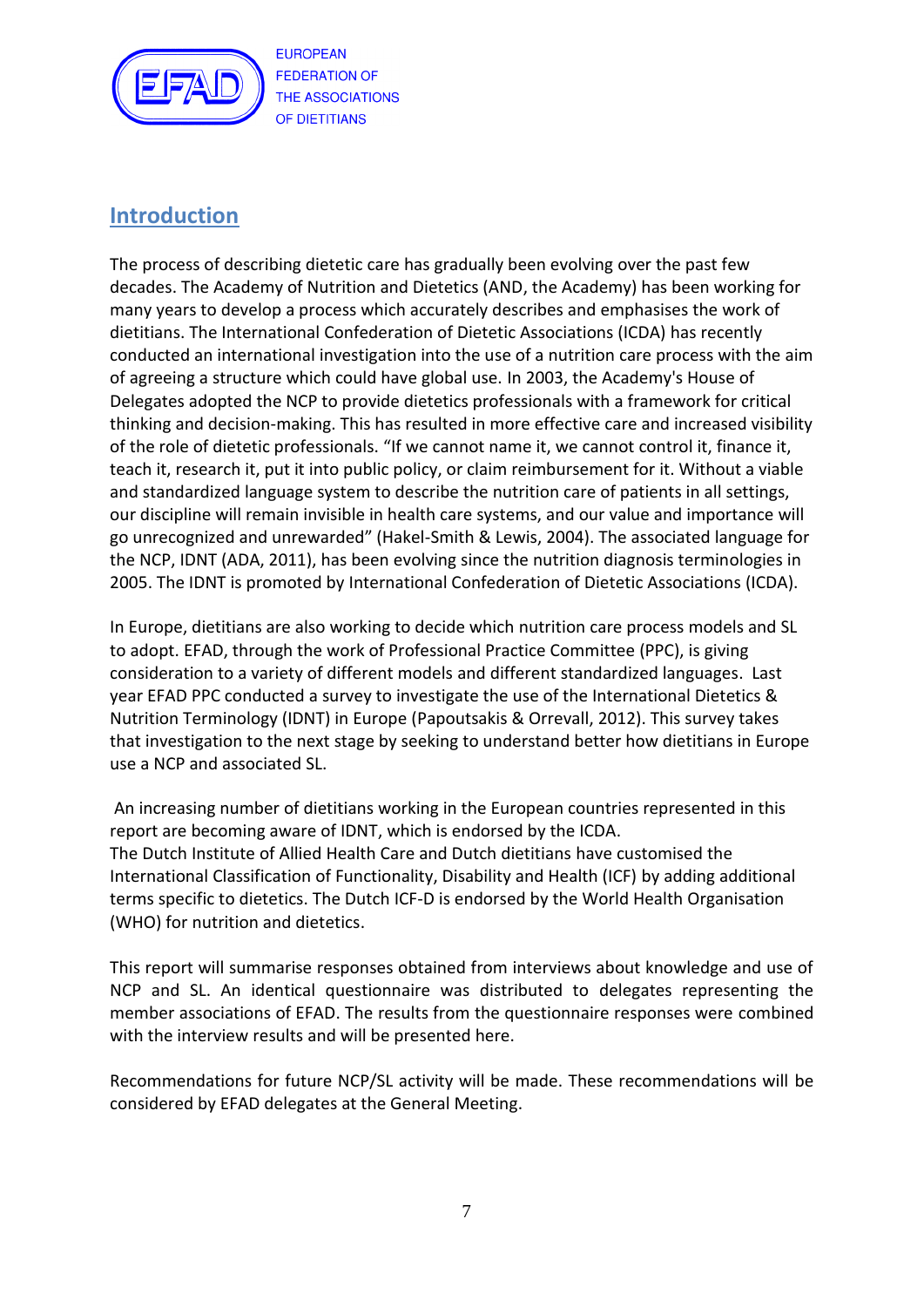## Introduction

The process of describing dietetic care has gradually been evolving over the past few decades. The Academy of Nutrition and Dietetics (AND, the Academy) has been working for many years to develop a process which accurately describes and emphasises the work of dietitians. The International Confederation of Dietetic Associations (ICDA) has recently conducted an international investigation into the use of a nutrition care process with the aim of agreeing a structure which could have global use. In 2003, the Academy's House of Delegates adopted the NCP to provide dietetics professionals with a framework for critical thinking and decision-making. This has resulted in more effective care and increased visibility of the role of dietetic professionals. "If we cannot name it, we cannot control it, finance it, teach it, research it, put it into public policy, or claim reimbursement for it. Without a viable and standardized language system to describe the nutrition care of patients in all settings, our discipline will remain invisible in health care systems, and our value and importance will go unrecognized and unrewarded" (Hakel-Smith & Lewis, 2004). The associated language for the NCP, IDNT (ADA, 2011), has been evolving since the nutrition diagnosis terminologies in 2005. The IDNT is promoted by International Confederation of Dietetic Associations (ICDA).

In Europe, dietitians are also working to decide which nutrition care process models and SL to adopt. EFAD, through the work of Professional Practice Committee (PPC), is giving consideration to a variety of different models and different standardized languages. Last year EFAD PPC conducted a survey to investigate the use of the International Dietetics & Nutrition Terminology (IDNT) in Europe (Papoutsakis & Orrevall, 2012). This survey takes that investigation to the next stage by seeking to understand better how dietitians in Europe use a NCP and associated SL.

An increasing number of dietitians working in the European countries represented in this report are becoming aware of IDNT, which is endorsed by the ICDA.
The Dutch Institute of Allied Health Care and Dutch dietitians have customised the International Classification of Functionality, Disability and Health (ICF) by adding additional terms specific to dietetics. The Dutch ICF-D is endorsed by the World Health Organisation (WHO) for nutrition and dietetics.

This report will summarise responses obtained from interviews about knowledge and use of NCP and SL. An identical questionnaire was distributed to delegates representing the member associations of EFAD. The results from the questionnaire responses were combined with the interview results and will be presented here.

Recommendations for future NCP/SL activity will be made. These recommendations will be considered by EFAD delegates at the General Meeting.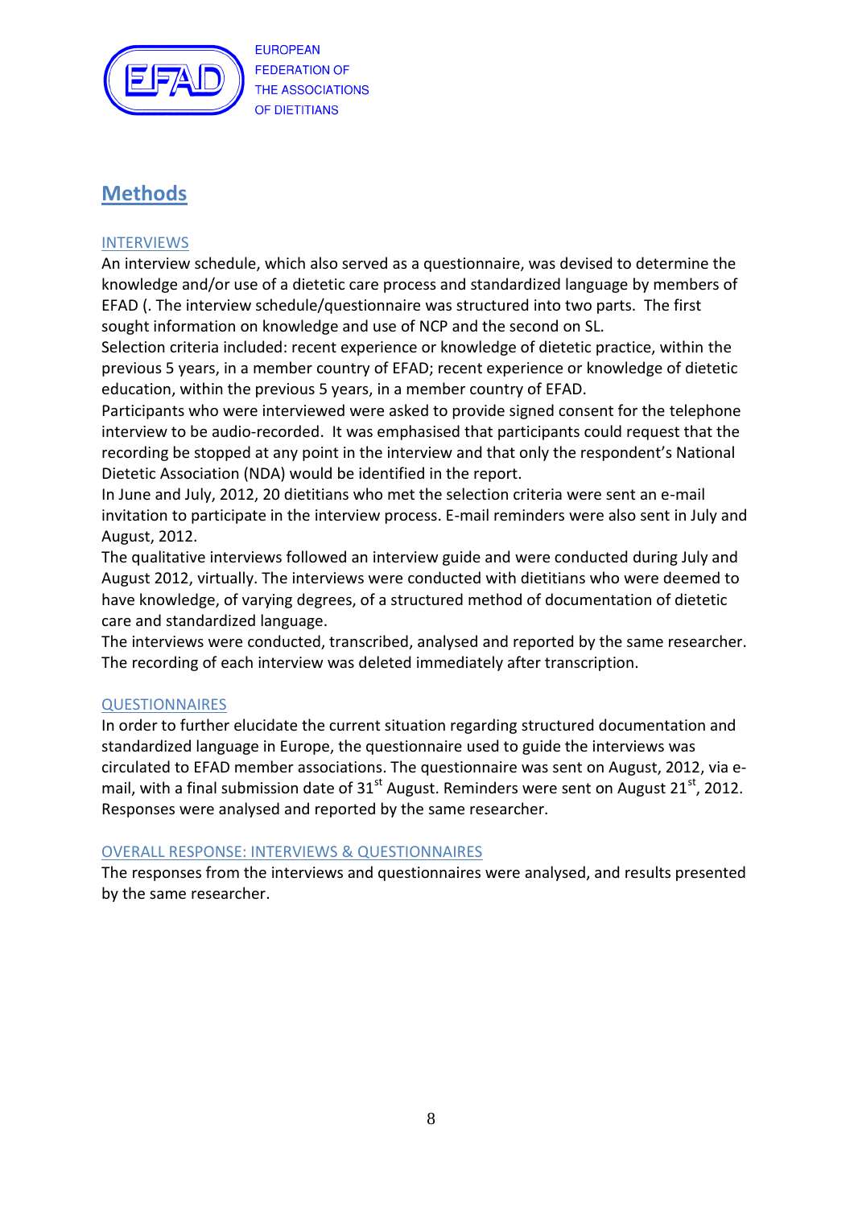# Methods

## INTERVIEWS

An interview schedule, which also served as a questionnaire, was devised to determine the knowledge and/or use of a dietetic care process and standardized language by members of EFAD (. The interview schedule/questionnaire was structured into two parts. The first sought information on knowledge and use of NCP and the second on SL.

Selection criteria included: recent experience or knowledge of dietetic practice, within the previous 5 years, in a member country of EFAD; recent experience or knowledge of dietetic education, within the previous 5 years, in a member country of EFAD.

Participants who were interviewed were asked to provide signed consent for the telephone interview to be audio-recorded. It was emphasised that participants could request that the recording be stopped at any point in the interview and that only the respondent's National Dietetic Association (NDA) would be identified in the report.

In June and July, 2012, 20 dietitians who met the selection criteria were sent an e-mail invitation to participate in the interview process. E-mail reminders were also sent in July and August, 2012.

The qualitative interviews followed an interview guide and were conducted during July and August 2012, virtually. The interviews were conducted with dietitians who were deemed to have knowledge, of varying degrees, of a structured method of documentation of dietetic care and standardized language.

The interviews were conducted, transcribed, analysed and reported by the same researcher. The recording of each interview was deleted immediately after transcription.

## QUESTIONNAIRES

In order to further elucidate the current situation regarding structured documentation and standardized language in Europe, the questionnaire used to guide the interviews was circulated to EFAD member associations. The questionnaire was sent on August, 2012, via e-mail, with a final submission date of 31st August. Reminders were sent on August 21st, 2012. Responses were analysed and reported by the same researcher.

## OVERALL RESPONSE: INTERVIEWS & QUESTIONNAIRES

The responses from the interviews and questionnaires were analysed, and results presented by the same researcher.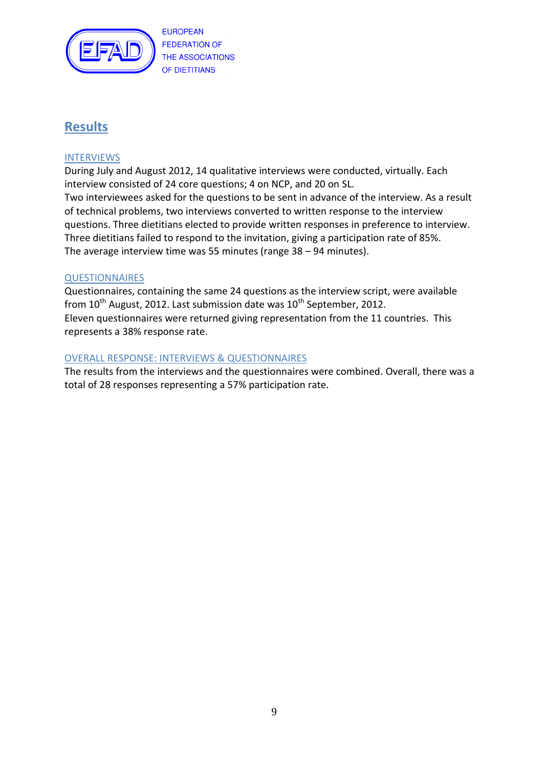## Results

### INTERVIEWS

During July and August 2012, 14 qualitative interviews were conducted, virtually. Each interview consisted of 24 core questions; 4 on NCP, and 20 on SL.
Two interviewees asked for the questions to be sent in advance of the interview. As a result of technical problems, two interviews converted to written response to the interview questions. Three dietitians elected to provide written responses in preference to interview. Three dietitians failed to respond to the invitation, giving a participation rate of 85%.
The average interview time was 55 minutes (range 38 – 94 minutes).

### QUESTIONNAIRES

Questionnaires, containing the same 24 questions as the interview script, were available from 10th August, 2012. Last submission date was 10th September, 2012.
Eleven questionnaires were returned giving representation from the 11 countries. This represents a 38% response rate.

### OVERALL RESPONSE: INTERVIEWS & QUESTIONNAIRES

The results from the interviews and the questionnaires were combined. Overall, there was a total of 28 responses representing a 57% participation rate.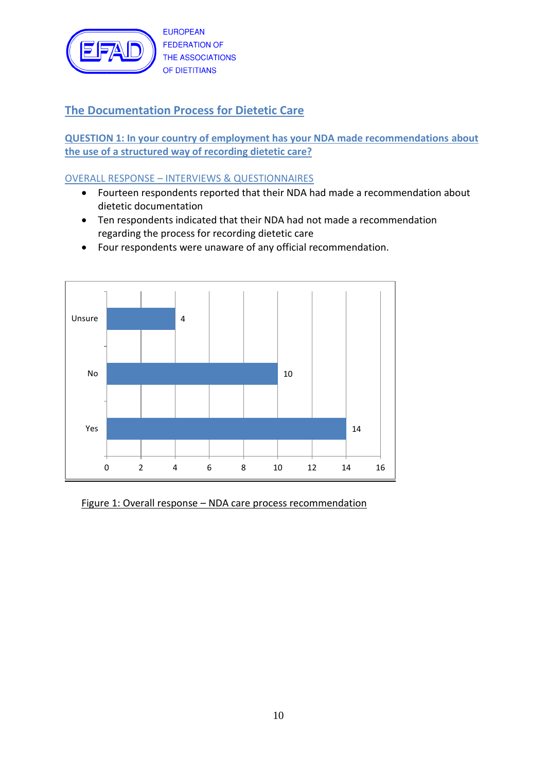EUROPEAN FEDERATION OF THE ASSOCIATIONS OF DIETITIANS

## The Documentation Process for Dietetic Care

### QUESTION 1: In your country of employment has your NDA made recommendations about the use of a structured way of recording dietetic care?

#### OVERALL RESPONSE – INTERVIEWS & QUESTIONNAIRES

- Fourteen respondents reported that their NDA had made a recommendation about dietetic documentation
- Ten respondents indicated that their NDA had not made a recommendation regarding the process for recording dietetic care
- Four respondents were unaware of any official recommendation.

| Response | Count |
|---|---|
| Unsure | 4 |
| No | 10 |
| Yes | 14 |

Figure 1: Overall response – NDA care process recommendation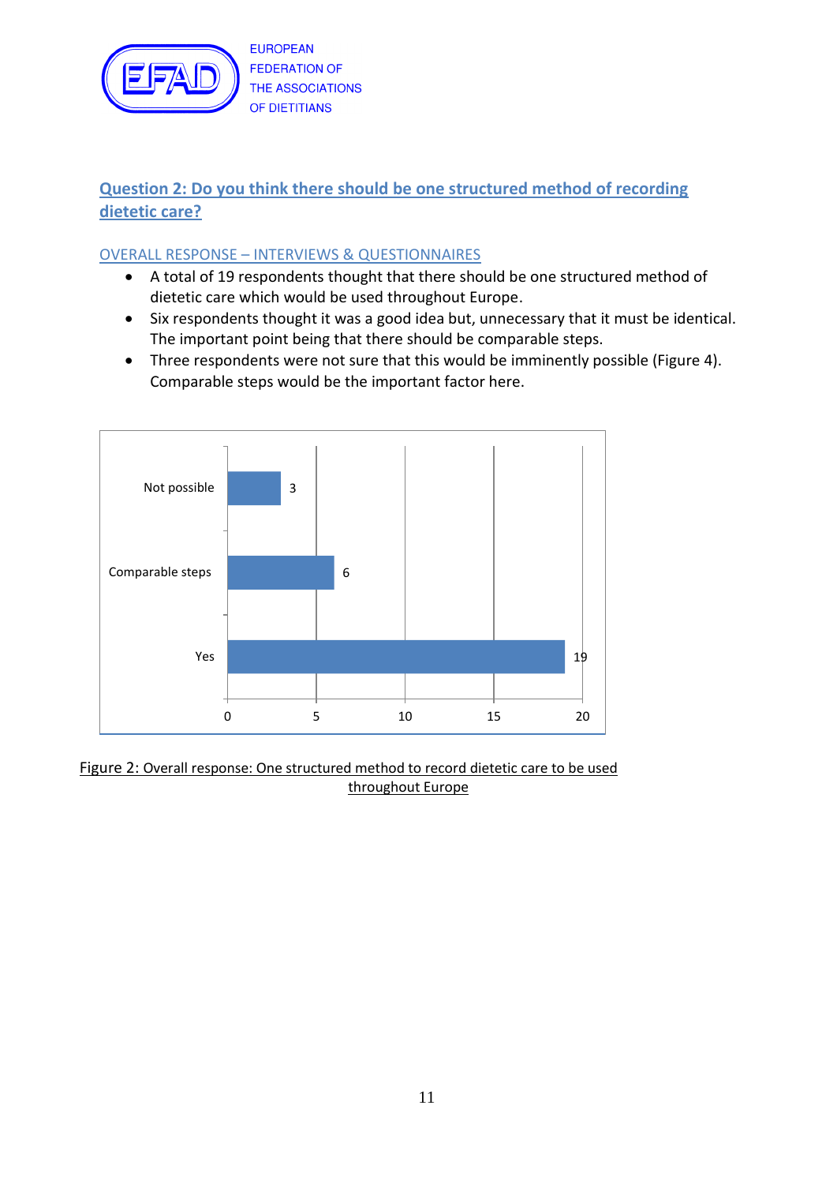## Question 2: Do you think there should be one structured method of recording dietetic care?

### OVERALL RESPONSE – INTERVIEWS & QUESTIONNAIRES

- A total of 19 respondents thought that there should be one structured method of dietetic care which would be used throughout Europe.
- Six respondents thought it was a good idea but, unnecessary that it must be identical. The important point being that there should be comparable steps.
- Three respondents were not sure that this would be imminently possible (Figure 4). Comparable steps would be the important factor here.

| Response | Count |
|---|---|
| Not possible | 3 |
| Comparable steps | 6 |
| Yes | 19 |

Figure 2: Overall response: One structured method to record dietetic care to be used throughout Europe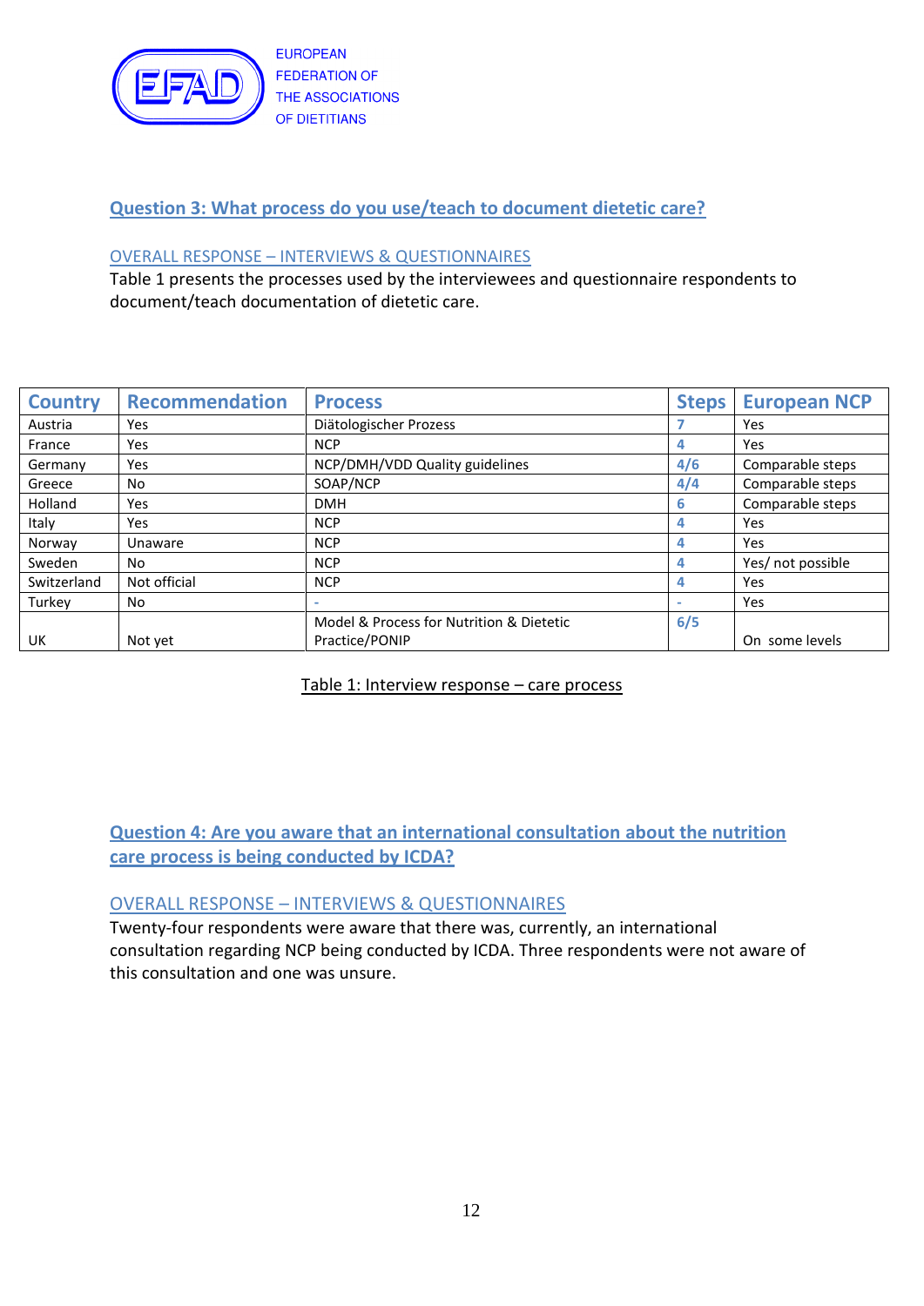## Question 3: What process do you use/teach to document dietetic care?

### OVERALL RESPONSE – INTERVIEWS & QUESTIONNAIRES

Table 1 presents the processes used by the interviewees and questionnaire respondents to document/teach documentation of dietetic care.

| Country | Recommendation | Process | Steps | European NCP |
|---|---|---|---|---|
| Austria | Yes | Diätologischer Prozess | 7 | Yes |
| France | Yes | NCP | 4 | Yes |
| Germany | Yes | NCP/DMH/VDD Quality guidelines | 4/6 | Comparable steps |
| Greece | No | SOAP/NCP | 4/4 | Comparable steps |
| Holland | Yes | DMH | 6 | Comparable steps |
| Italy | Yes | NCP | 4 | Yes |
| Norway | Unaware | NCP | 4 | Yes |
| Sweden | No | NCP | 4 | Yes/ not possible |
| Switzerland | Not official | NCP | 4 | Yes |
| Turkey | No | - | - | Yes |
| UK | Not yet | Model & Process for Nutrition & Dietetic Practice/PONIP | 6/5 | On some levels |

Table 1: Interview response – care process

## Question 4: Are you aware that an international consultation about the nutrition care process is being conducted by ICDA?

### OVERALL RESPONSE – INTERVIEWS & QUESTIONNAIRES

Twenty-four respondents were aware that there was, currently, an international consultation regarding NCP being conducted by ICDA. Three respondents were not aware of this consultation and one was unsure.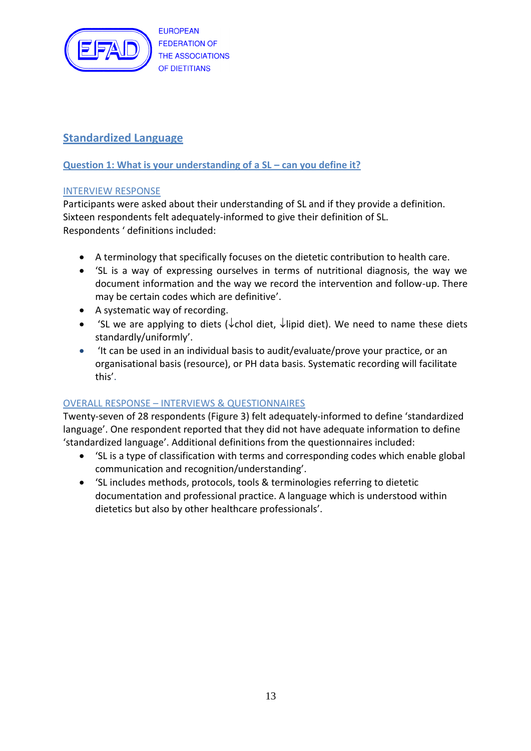## Standardized Language

### Question 1: What is your understanding of a SL – can you define it?

#### INTERVIEW RESPONSE

Participants were asked about their understanding of SL and if they provide a definition. Sixteen respondents felt adequately-informed to give their definition of SL.
Respondents ' definitions included:

- A terminology that specifically focuses on the dietetic contribution to health care.
- 'SL is a way of expressing ourselves in terms of nutritional diagnosis, the way we document information and the way we record the intervention and follow-up. There may be certain codes which are definitive'.
- A systematic way of recording.
- 'SL we are applying to diets (↓chol diet, ↓lipid diet). We need to name these diets standardly/uniformly'.
- 'It can be used in an individual basis to audit/evaluate/prove your practice, or an organisational basis (resource), or PH data basis. Systematic recording will facilitate this'.

#### OVERALL RESPONSE – INTERVIEWS & QUESTIONNAIRES

Twenty-seven of 28 respondents (Figure 3) felt adequately-informed to define 'standardized language'. One respondent reported that they did not have adequate information to define 'standardized language'. Additional definitions from the questionnaires included:

- 'SL is a type of classification with terms and corresponding codes which enable global communication and recognition/understanding'.
- 'SL includes methods, protocols, tools & terminologies referring to dietetic documentation and professional practice. A language which is understood within dietetics but also by other healthcare professionals'.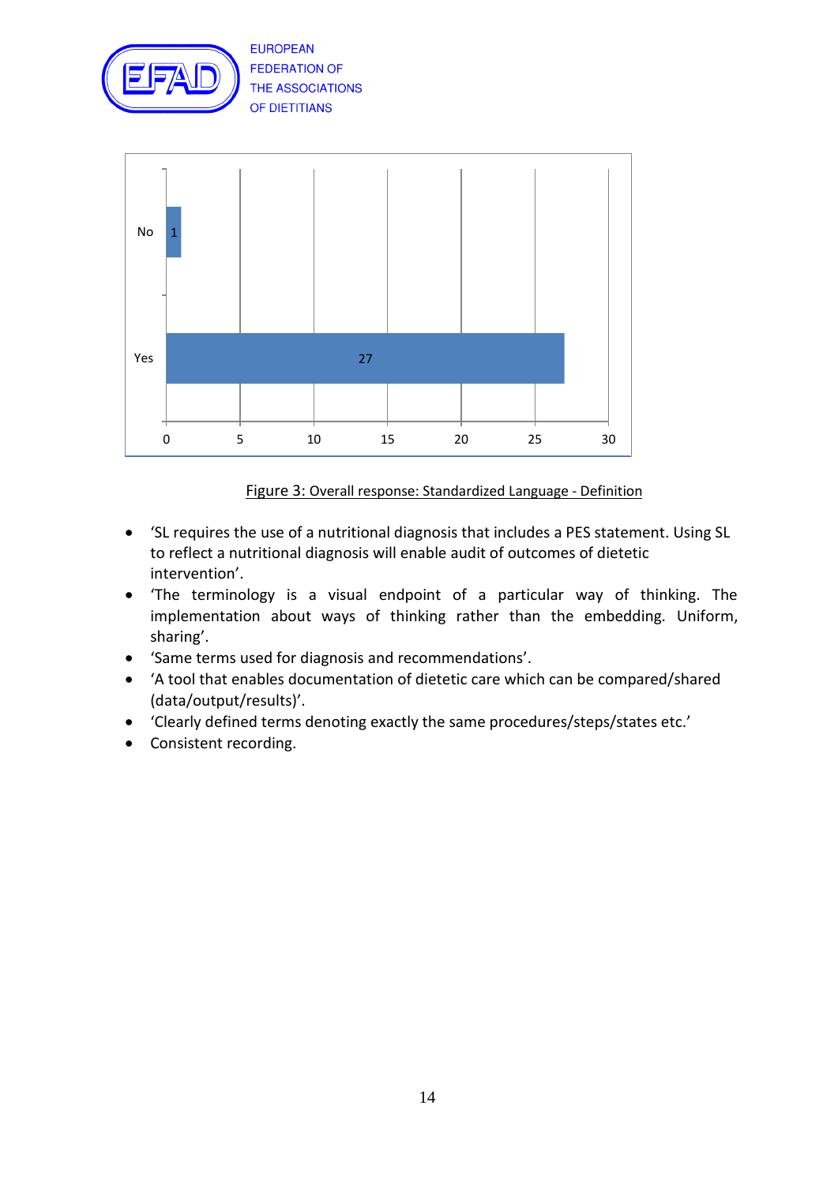| | |
|---|---|
| No | 1 |
| Yes | 27 |

Figure 3: Overall response: Standardized Language - Definition

- 'SL requires the use of a nutritional diagnosis that includes a PES statement. Using SL to reflect a nutritional diagnosis will enable audit of outcomes of dietetic intervention'.
- 'The terminology is a visual endpoint of a particular way of thinking. The implementation about ways of thinking rather than the embedding. Uniform, sharing'.
- 'Same terms used for diagnosis and recommendations'.
- 'A tool that enables documentation of dietetic care which can be compared/shared (data/output/results)'.
- 'Clearly defined terms denoting exactly the same procedures/steps/states etc.'
- Consistent recording.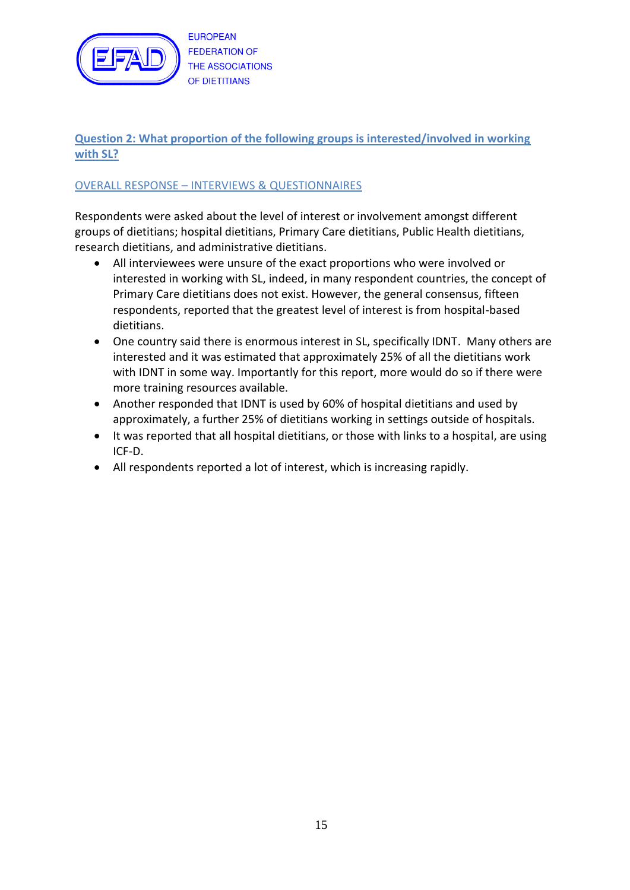## Question 2: What proportion of the following groups is interested/involved in working with SL?

### OVERALL RESPONSE – INTERVIEWS & QUESTIONNAIRES

Respondents were asked about the level of interest or involvement amongst different groups of dietitians; hospital dietitians, Primary Care dietitians, Public Health dietitians, research dietitians, and administrative dietitians.

- All interviewees were unsure of the exact proportions who were involved or interested in working with SL, indeed, in many respondent countries, the concept of Primary Care dietitians does not exist. However, the general consensus, fifteen respondents, reported that the greatest level of interest is from hospital-based dietitians.
- One country said there is enormous interest in SL, specifically IDNT. Many others are interested and it was estimated that approximately 25% of all the dietitians work with IDNT in some way. Importantly for this report, more would do so if there were more training resources available.
- Another responded that IDNT is used by 60% of hospital dietitians and used by approximately, a further 25% of dietitians working in settings outside of hospitals.
- It was reported that all hospital dietitians, or those with links to a hospital, are using ICF-D.
- All respondents reported a lot of interest, which is increasing rapidly.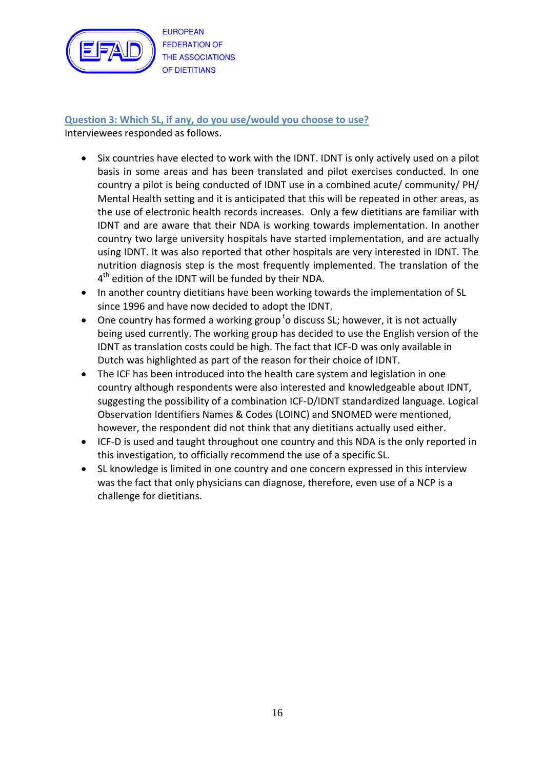## Question 3: Which SL, if any, do you use/would you choose to use?

Interviewees responded as follows.

- Six countries have elected to work with the IDNT. IDNT is only actively used on a pilot basis in some areas and has been translated and pilot exercises conducted. In one country a pilot is being conducted of IDNT use in a combined acute/ community/ PH/ Mental Health setting and it is anticipated that this will be repeated in other areas, as the use of electronic health records increases. Only a few dietitians are familiar with IDNT and are aware that their NDA is working towards implementation. In another country two large university hospitals have started implementation, and are actually using IDNT. It was also reported that other hospitals are very interested in IDNT. The nutrition diagnosis step is the most frequently implemented. The translation of the 4th edition of the IDNT will be funded by their NDA.
- In another country dietitians have been working towards the implementation of SL since 1996 and have now decided to adopt the IDNT.
- One country has formed a working group to discuss SL; however, it is not actually being used currently. The working group has decided to use the English version of the IDNT as translation costs could be high. The fact that ICF-D was only available in Dutch was highlighted as part of the reason for their choice of IDNT.
- The ICF has been introduced into the health care system and legislation in one country although respondents were also interested and knowledgeable about IDNT, suggesting the possibility of a combination ICF-D/IDNT standardized language. Logical Observation Identifiers Names & Codes (LOINC) and SNOMED were mentioned, however, the respondent did not think that any dietitians actually used either.
- ICF-D is used and taught throughout one country and this NDA is the only reported in this investigation, to officially recommend the use of a specific SL.
- SL knowledge is limited in one country and one concern expressed in this interview was the fact that only physicians can diagnose, therefore, even use of a NCP is a challenge for dietitians.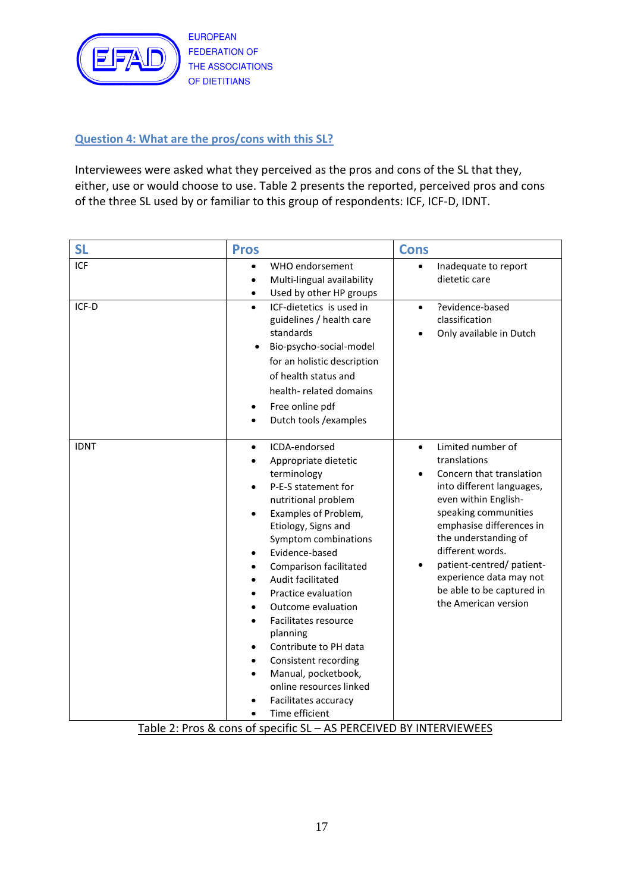## Question 4: What are the pros/cons with this SL?

Interviewees were asked what they perceived as the pros and cons of the SL that they, either, use or would choose to use. Table 2 presents the reported, perceived pros and cons of the three SL used by or familiar to this group of respondents: ICF, ICF-D, IDNT.

| SL | Pros | Cons |
|---|---|---|
| ICF | • WHO endorsement<br>• Multi-lingual availability<br>• Used by other HP groups | • Inadequate to report dietetic care |
| ICF-D | • ICF-dietetics is used in guidelines / health care standards<br>• Bio-psycho-social-model for an holistic description of health status and health- related domains<br>• Free online pdf<br>• Dutch tools /examples | • ?evidence-based classification<br>• Only available in Dutch |
| IDNT | • ICDA-endorsed<br>• Appropriate dietetic terminology<br>• P-E-S statement for nutritional problem<br>• Examples of Problem, Etiology, Signs and Symptom combinations<br>• Evidence-based<br>• Comparison facilitated<br>• Audit facilitated<br>• Practice evaluation<br>• Outcome evaluation<br>• Facilitates resource planning<br>• Contribute to PH data<br>• Consistent recording<br>• Manual, pocketbook, online resources linked<br>• Facilitates accuracy<br>• Time efficient | • Limited number of translations<br>• Concern that translation into different languages, even within English-speaking communities emphasise differences in the understanding of different words.<br>• patient-centred/ patient-experience data may not be able to be captured in the American version |

Table 2: Pros & cons of specific SL – AS PERCEIVED BY INTERVIEWEES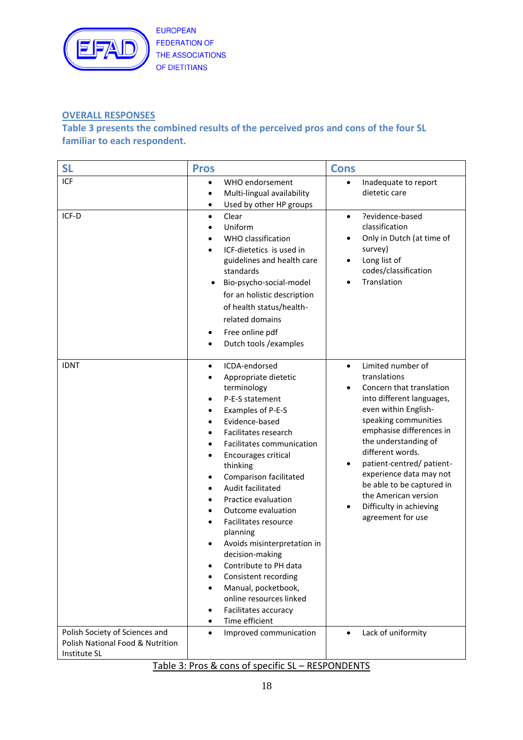## OVERALL RESPONSES

**Table 3 presents the combined results of the perceived pros and cons of the four SL familiar to each respondent.**

| SL | Pros | Cons |
|---|---|---|
| ICF | • WHO endorsement<br>• Multi-lingual availability<br>• Used by other HP groups | • Inadequate to report dietetic care |
| ICF-D | • Clear<br>• Uniform<br>• WHO classification<br>• ICF-dietetics is used in guidelines and health care standards<br>• Bio-psycho-social-model for an holistic description of health status/health-related domains<br>• Free online pdf<br>• Dutch tools /examples | • ?evidence-based classification<br>• Only in Dutch (at time of survey)<br>• Long list of codes/classification<br>• Translation |
| IDNT | • ICDA-endorsed<br>• Appropriate dietetic terminology<br>• P-E-S statement<br>• Examples of P-E-S<br>• Evidence-based<br>• Facilitates research<br>• Facilitates communication<br>• Encourages critical thinking<br>• Comparison facilitated<br>• Audit facilitated<br>• Practice evaluation<br>• Outcome evaluation<br>• Facilitates resource planning<br>• Avoids misinterpretation in decision-making<br>• Contribute to PH data<br>• Consistent recording<br>• Manual, pocketbook, online resources linked<br>• Facilitates accuracy<br>• Time efficient | • Limited number of translations<br>• Concern that translation into different languages, even within English-speaking communities emphasise differences in the understanding of different words.<br>• patient-centred/ patient-experience data may not be able to be captured in the American version<br>• Difficulty in achieving agreement for use |
| Polish Society of Sciences and Polish National Food & Nutrition Institute SL | • Improved communication | • Lack of uniformity |

Table 3: Pros & cons of specific SL – RESPONDENTS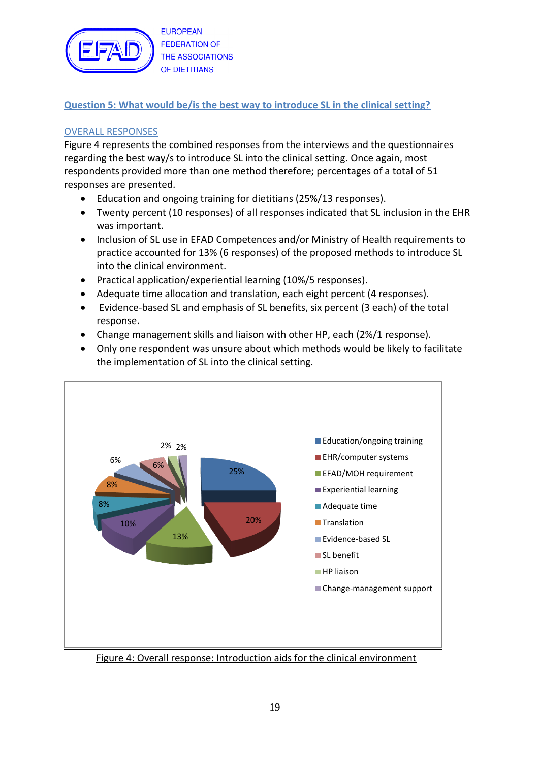## Question 5: What would be/is the best way to introduce SL in the clinical setting?

### OVERALL RESPONSES

Figure 4 represents the combined responses from the interviews and the questionnaires regarding the best way/s to introduce SL into the clinical setting. Once again, most respondents provided more than one method therefore; percentages of a total of 51 responses are presented.

- Education and ongoing training for dietitians (25%/13 responses).
- Twenty percent (10 responses) of all responses indicated that SL inclusion in the EHR was important.
- Inclusion of SL use in EFAD Competences and/or Ministry of Health requirements to practice accounted for 13% (6 responses) of the proposed methods to introduce SL into the clinical environment.
- Practical application/experiential learning (10%/5 responses).
- Adequate time allocation and translation, each eight percent (4 responses).
- Evidence-based SL and emphasis of SL benefits, six percent (3 each) of the total response.
- Change management skills and liaison with other HP, each (2%/1 response).
- Only one respondent was unsure about which methods would be likely to facilitate the implementation of SL into the clinical setting.

| Category | Percentage |
|---|---|
| Education/ongoing training | 25% |
| EHR/computer systems | 20% |
| EFAD/MOH requirement | 13% |
| Experiential learning | 10% |
| Adequate time | 8% |
| Translation | 8% |
| Evidence-based SL | 6% |
| SL benefit | 6% |
| HP liaison | 2% |
| Change-management support | 2% |

Figure 4: Overall response: Introduction aids for the clinical environment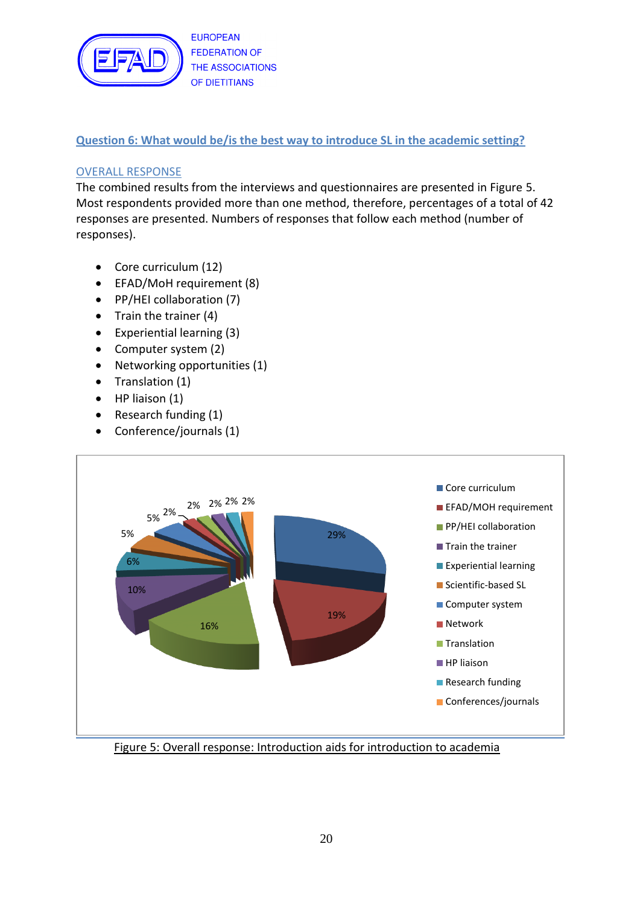## Question 6: What would be/is the best way to introduce SL in the academic setting?

### OVERALL RESPONSE

The combined results from the interviews and questionnaires are presented in Figure 5. Most respondents provided more than one method, therefore, percentages of a total of 42 responses are presented. Numbers of responses that follow each method (number of responses).

- Core curriculum (12)
- EFAD/MoH requirement (8)
- PP/HEI collaboration (7)
- Train the trainer (4)
- Experiential learning (3)
- Computer system (2)
- Networking opportunities (1)
- Translation (1)
- HP liaison (1)
- Research funding (1)
- Conference/journals (1)

Figure 5: Overall response: Introduction aids for introduction to academia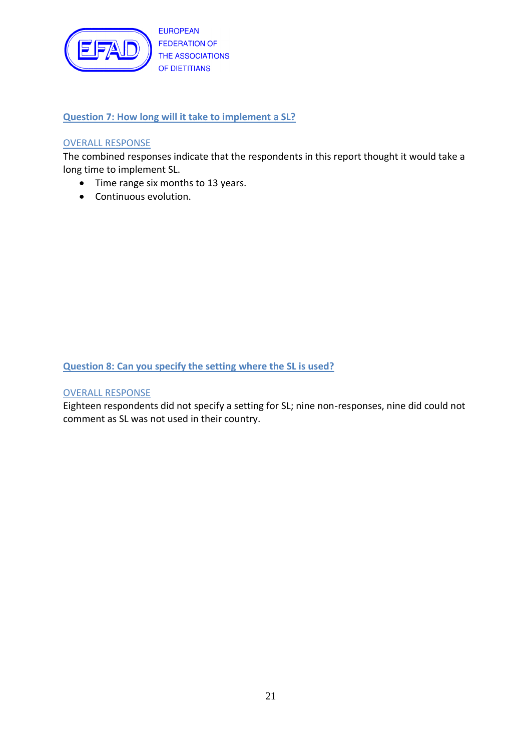## Question 7: How long will it take to implement a SL?

### OVERALL RESPONSE

The combined responses indicate that the respondents in this report thought it would take a long time to implement SL.

- Time range six months to 13 years.
- Continuous evolution.

## Question 8: Can you specify the setting where the SL is used?

### OVERALL RESPONSE

Eighteen respondents did not specify a setting for SL; nine non-responses, nine did could not comment as SL was not used in their country.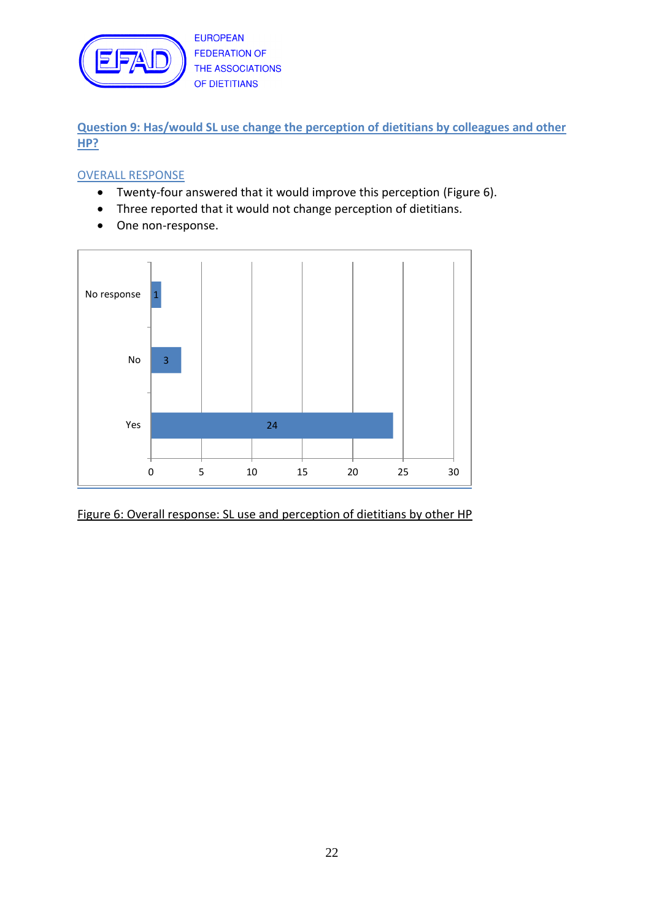## Question 9: Has/would SL use change the perception of dietitians by colleagues and other HP?

### OVERALL RESPONSE

- Twenty-four answered that it would improve this perception (Figure 6).
- Three reported that it would not change perception of dietitians.
- One non-response.

| Response | Count |
| --- | --- |
| No response | 1 |
| No | 3 |
| Yes | 24 |

Figure 6: Overall response: SL use and perception of dietitians by other HP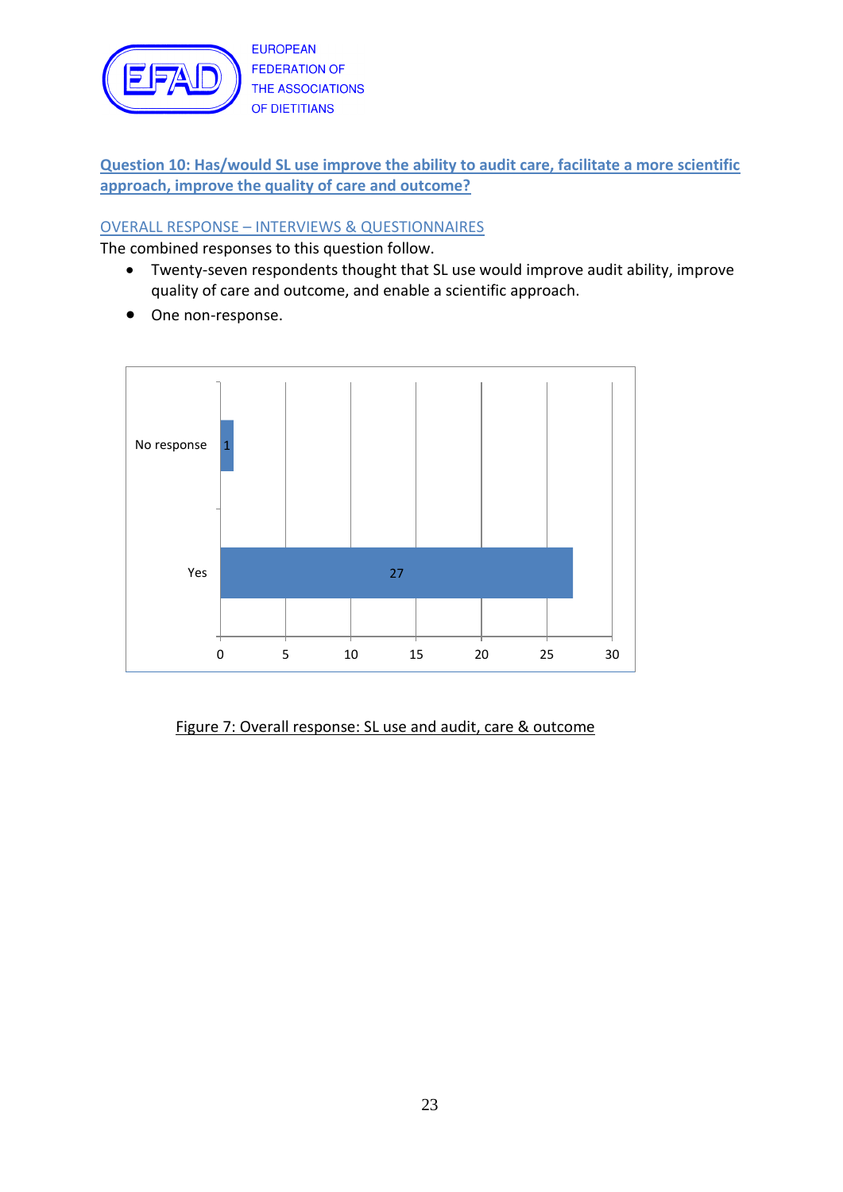### Question 10: Has/would SL use improve the ability to audit care, facilitate a more scientific approach, improve the quality of care and outcome?

#### OVERALL RESPONSE – INTERVIEWS & QUESTIONNAIRES

The combined responses to this question follow.

- Twenty-seven respondents thought that SL use would improve audit ability, improve quality of care and outcome, and enable a scientific approach.
- One non-response.

| Response | Count |
|---|---|
| No response | 1 |
| Yes | 27 |

Figure 7: Overall response: SL use and audit, care & outcome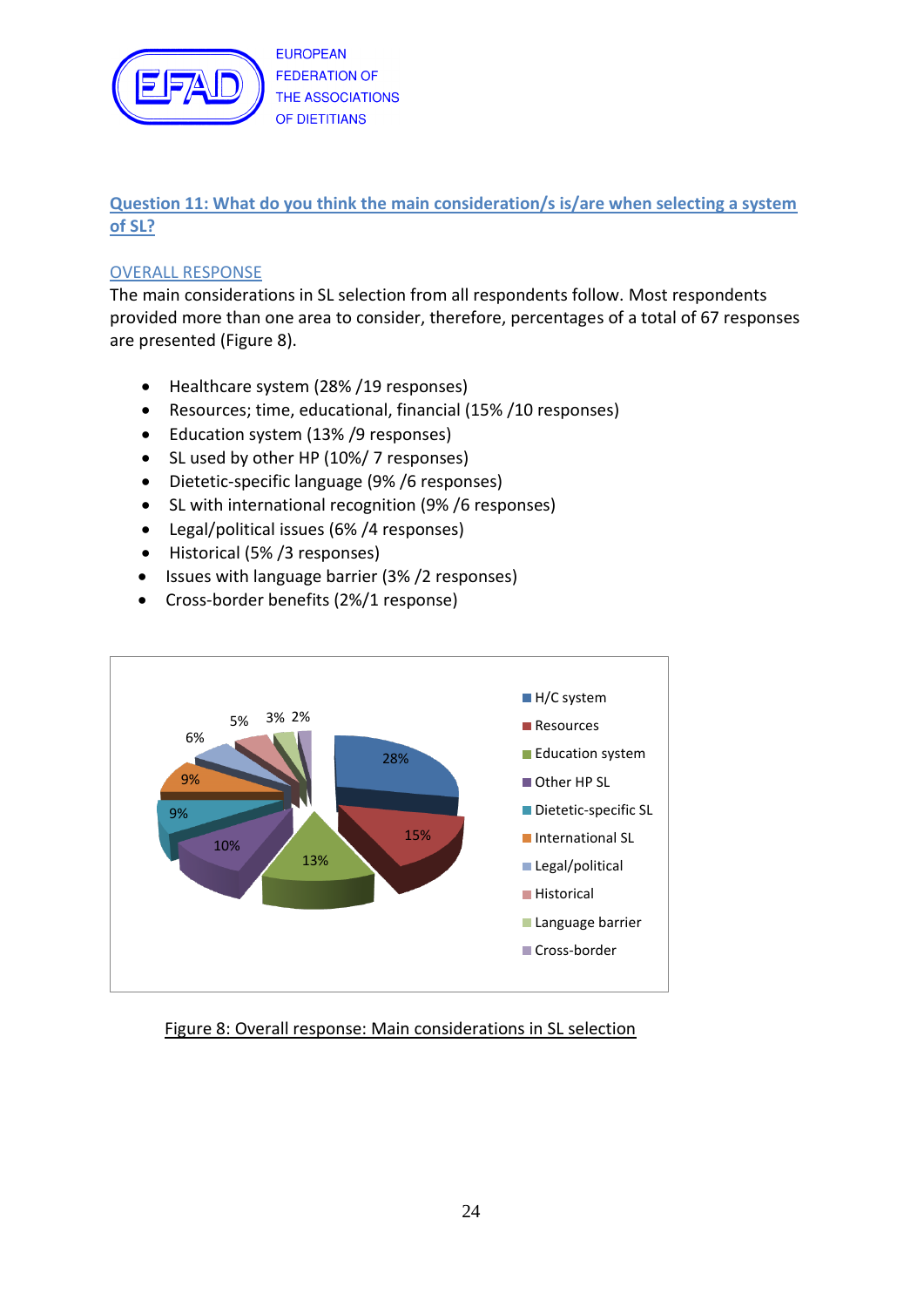## Question 11: What do you think the main consideration/s is/are when selecting a system of SL?

### OVERALL RESPONSE

The main considerations in SL selection from all respondents follow. Most respondents provided more than one area to consider, therefore, percentages of a total of 67 responses are presented (Figure 8).

- Healthcare system (28% /19 responses)
- Resources; time, educational, financial (15% /10 responses)
- Education system (13% /9 responses)
- SL used by other HP (10%/ 7 responses)
- Dietetic-specific language (9% /6 responses)
- SL with international recognition (9% /6 responses)
- Legal/political issues (6% /4 responses)
- Historical (5% /3 responses)
- Issues with language barrier (3% /2 responses)
- Cross-border benefits (2%/1 response)

| Consideration | Percentage |
|---|---|
| H/C system | 28% |
| Resources | 15% |
| Education system | 13% |
| Other HP SL | 10% |
| Dietetic-specific SL | 9% |
| International SL | 9% |
| Legal/political | 6% |
| Historical | 5% |
| Language barrier | 3% |
| Cross-border | 2% |

Figure 8: Overall response: Main considerations in SL selection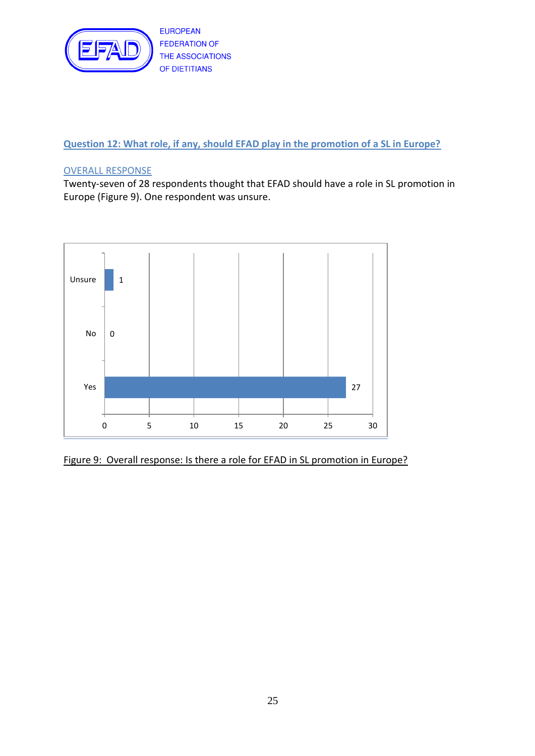### Question 12: What role, if any, should EFAD play in the promotion of a SL in Europe?

OVERALL RESPONSE

Twenty-seven of 28 respondents thought that EFAD should have a role in SL promotion in Europe (Figure 9). One respondent was unsure.

| Response | Count |
|---|---|
| Unsure | 1 |
| No | 0 |
| Yes | 27 |

Figure 9: Overall response: Is there a role for EFAD in SL promotion in Europe?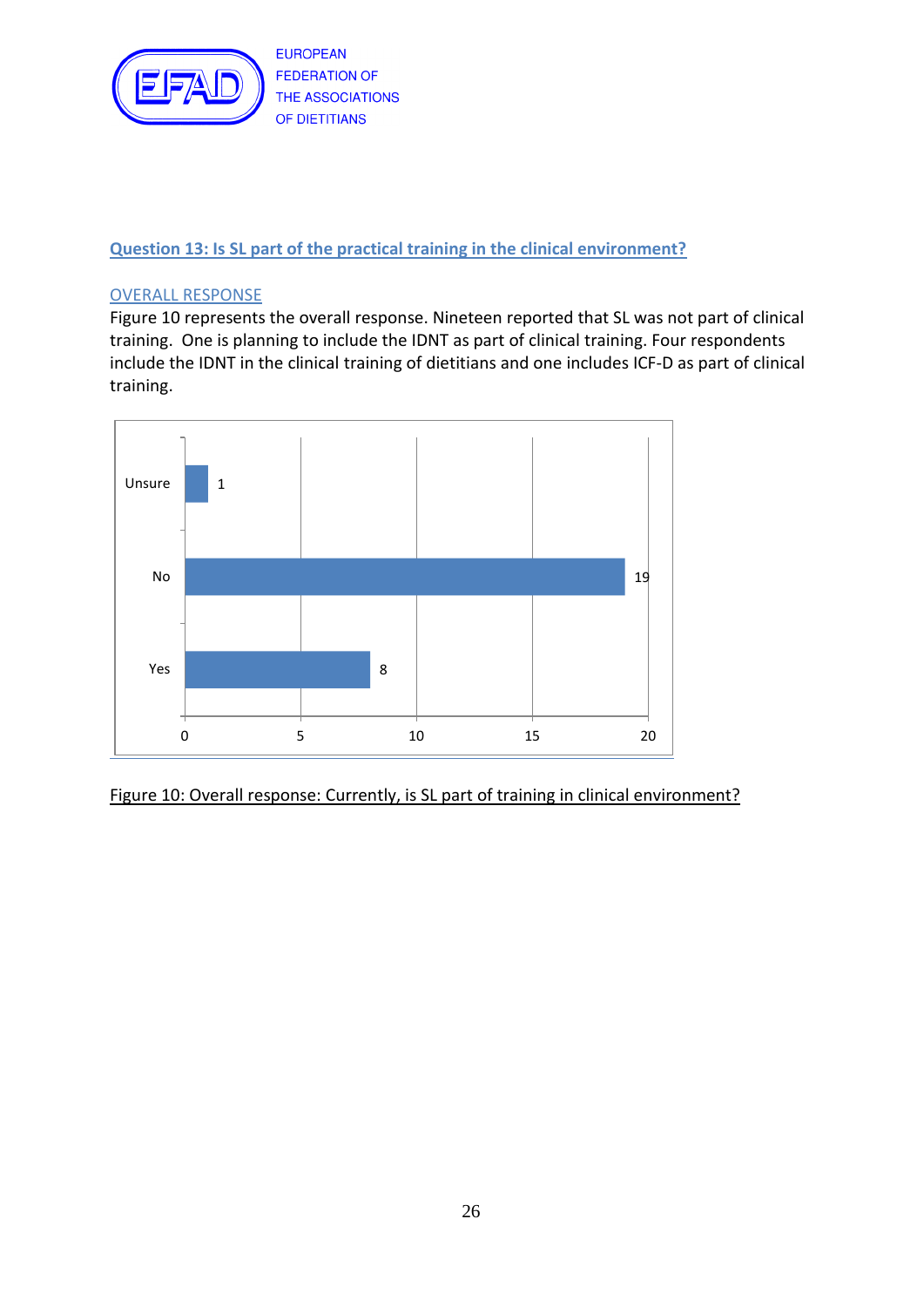## Question 13: Is SL part of the practical training in the clinical environment?

### OVERALL RESPONSE

Figure 10 represents the overall response. Nineteen reported that SL was not part of clinical training. One is planning to include the IDNT as part of clinical training. Four respondents include the IDNT in the clinical training of dietitians and one includes ICF-D as part of clinical training.

| Response | Count |
|---|---|
| Unsure | 1 |
| No | 19 |
| Yes | 8 |

Figure 10: Overall response: Currently, is SL part of training in clinical environment?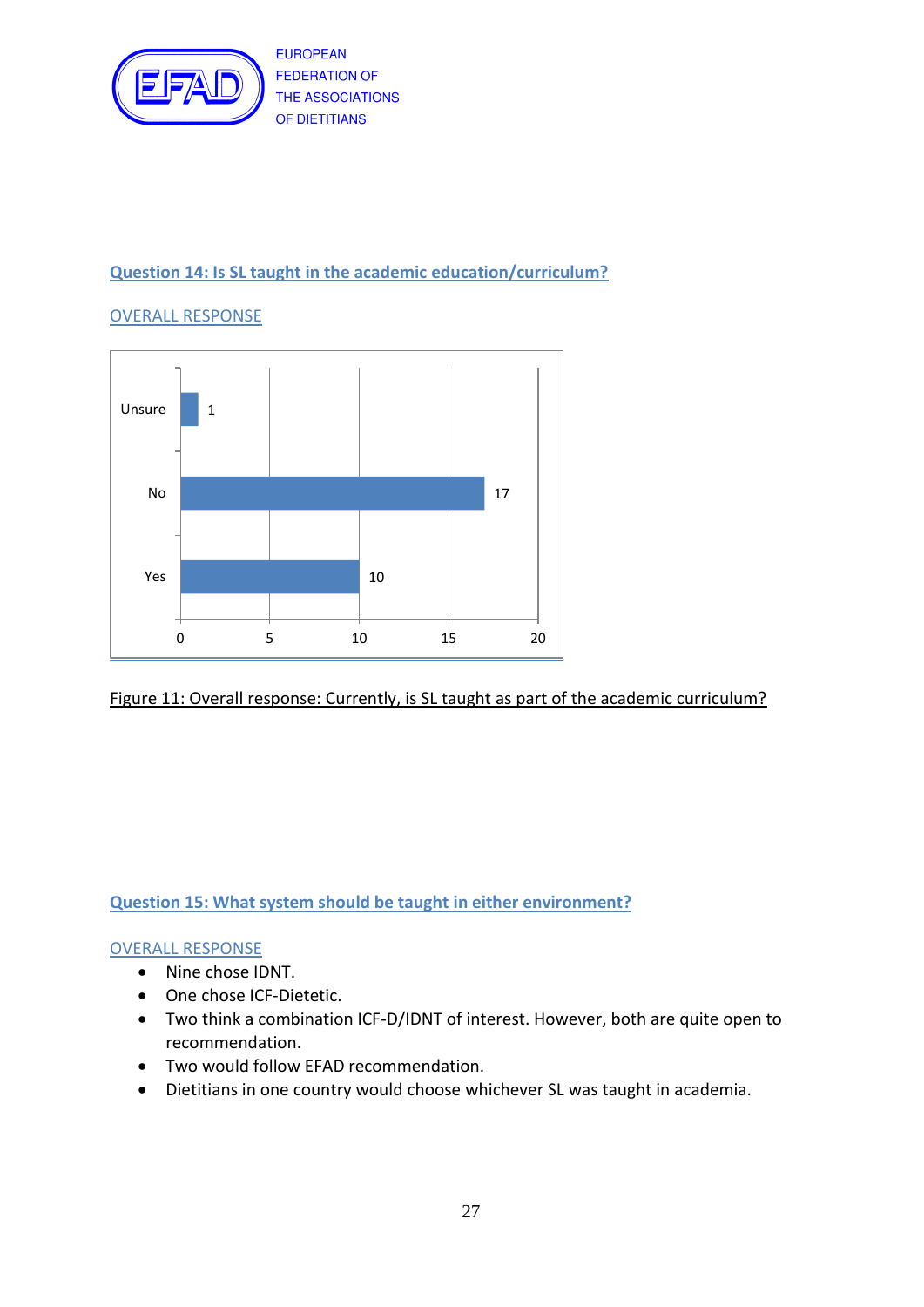## Question 14: Is SL taught in the academic education/curriculum?

OVERALL RESPONSE

| Response | Count |
|---|---|
| Unsure | 1 |
| No | 17 |
| Yes | 10 |

Figure 11: Overall response: Currently, is SL taught as part of the academic curriculum?

## Question 15: What system should be taught in either environment?

OVERALL RESPONSE

- Nine chose IDNT.
- One chose ICF-Dietetic.
- Two think a combination ICF-D/IDNT of interest. However, both are quite open to recommendation.
- Two would follow EFAD recommendation.
- Dietitians in one country would choose whichever SL was taught in academia.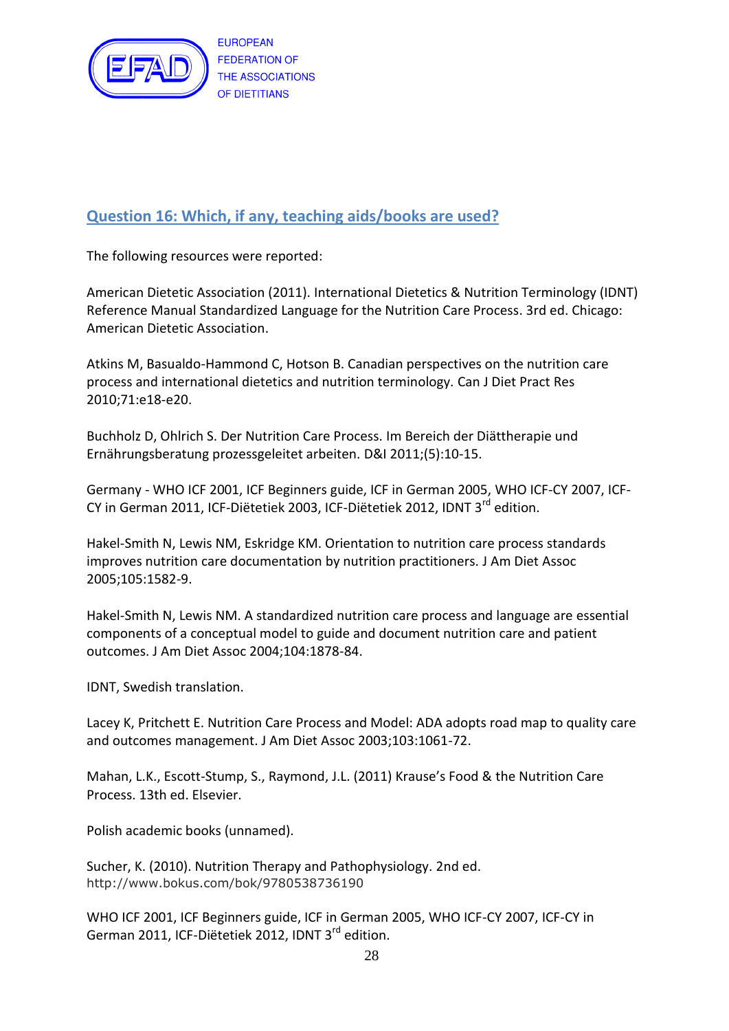## Question 16: Which, if any, teaching aids/books are used?

The following resources were reported:

American Dietetic Association (2011). International Dietetics & Nutrition Terminology (IDNT) Reference Manual Standardized Language for the Nutrition Care Process. 3rd ed. Chicago: American Dietetic Association.

Atkins M, Basualdo-Hammond C, Hotson B. Canadian perspectives on the nutrition care process and international dietetics and nutrition terminology. Can J Diet Pract Res 2010;71:e18-e20.

Buchholz D, Ohlrich S. Der Nutrition Care Process. Im Bereich der Diättherapie und Ernährungsberatung prozessgeleitet arbeiten. D&I 2011;(5):10-15.

Germany - WHO ICF 2001, ICF Beginners guide, ICF in German 2005, WHO ICF-CY 2007, ICF-CY in German 2011, ICF-Diëtetiek 2003, ICF-Diëtetiek 2012, IDNT 3rd edition.

Hakel-Smith N, Lewis NM, Eskridge KM. Orientation to nutrition care process standards improves nutrition care documentation by nutrition practitioners. J Am Diet Assoc 2005;105:1582-9.

Hakel-Smith N, Lewis NM. A standardized nutrition care process and language are essential components of a conceptual model to guide and document nutrition care and patient outcomes. J Am Diet Assoc 2004;104:1878-84.

IDNT, Swedish translation.

Lacey K, Pritchett E. Nutrition Care Process and Model: ADA adopts road map to quality care and outcomes management. J Am Diet Assoc 2003;103:1061-72.

Mahan, L.K., Escott-Stump, S., Raymond, J.L. (2011) Krause's Food & the Nutrition Care Process. 13th ed. Elsevier.

Polish academic books (unnamed).

Sucher, K. (2010). Nutrition Therapy and Pathophysiology. 2nd ed. http://www.bokus.com/bok/9780538736190

WHO ICF 2001, ICF Beginners guide, ICF in German 2005, WHO ICF-CY 2007, ICF-CY in German 2011, ICF-Diëtetiek 2012, IDNT 3rd edition.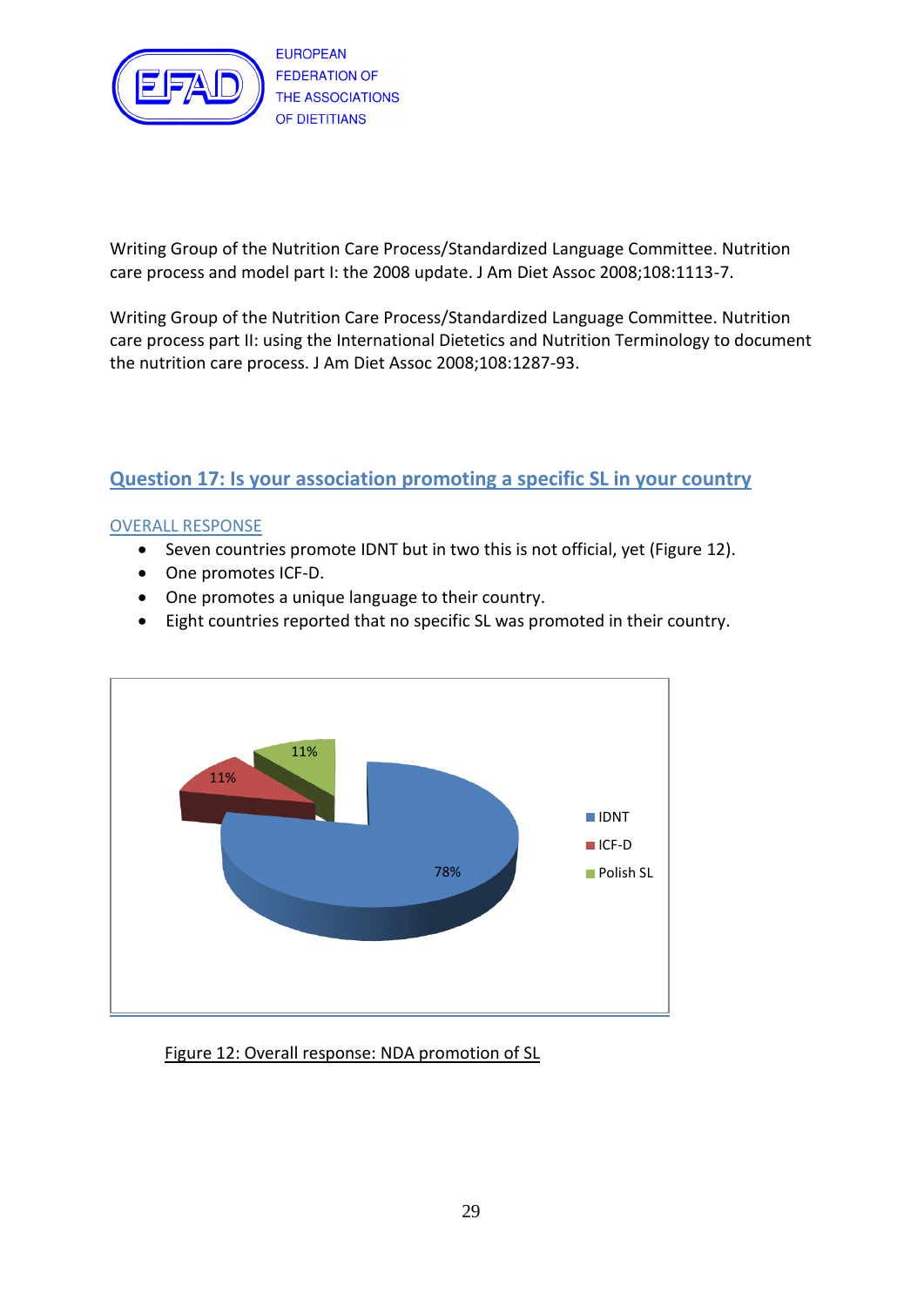Writing Group of the Nutrition Care Process/Standardized Language Committee. Nutrition care process and model part I: the 2008 update. J Am Diet Assoc 2008;108:1113-7.

Writing Group of the Nutrition Care Process/Standardized Language Committee. Nutrition care process part II: using the International Dietetics and Nutrition Terminology to document the nutrition care process. J Am Diet Assoc 2008;108:1287-93.

## Question 17: Is your association promoting a specific SL in your country

### OVERALL RESPONSE

- Seven countries promote IDNT but in two this is not official, yet (Figure 12).
- One promotes ICF-D.
- One promotes a unique language to their country.
- Eight countries reported that no specific SL was promoted in their country.

| SL | Percentage |
|---|---|
| IDNT | 78% |
| ICF-D | 11% |
| Polish SL | 11% |

Figure 12: Overall response: NDA promotion of SL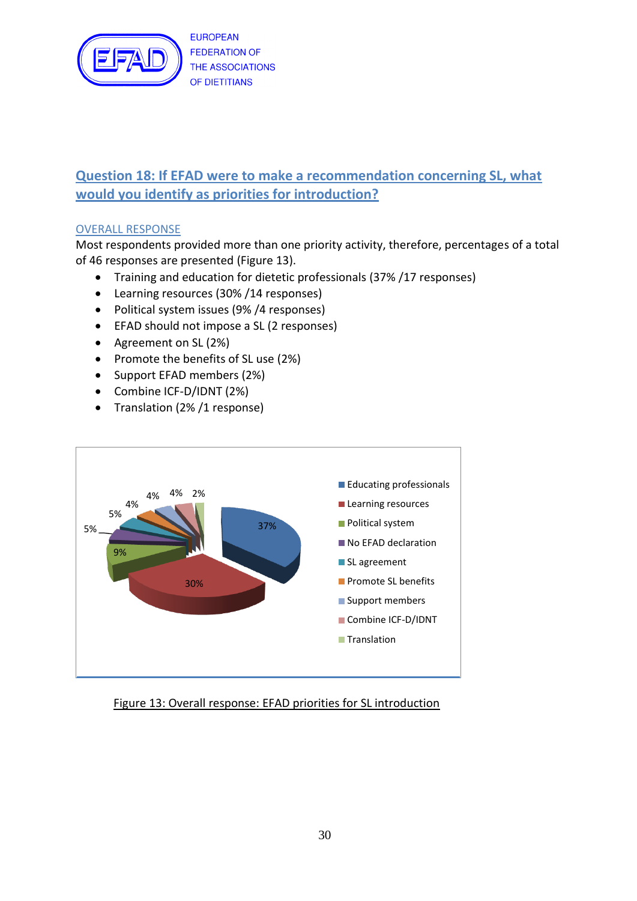## Question 18: If EFAD were to make a recommendation concerning SL, what would you identify as priorities for introduction?

### OVERALL RESPONSE

Most respondents provided more than one priority activity, therefore, percentages of a total of 46 responses are presented (Figure 13).

- Training and education for dietetic professionals (37% /17 responses)
- Learning resources (30% /14 responses)
- Political system issues (9% /4 responses)
- EFAD should not impose a SL (2 responses)
- Agreement on SL (2%)
- Promote the benefits of SL use (2%)
- Support EFAD members (2%)
- Combine ICF-D/IDNT (2%)
- Translation (2% /1 response)

| Category | Percentage |
|---|---|
| Educating professionals | 37% |
| Learning resources | 30% |
| Political system | 9% |
| No EFAD declaration | 5% |
| SL agreement | 5% |
| Promote SL benefits | 4% |
| Support members | 4% |
| Combine ICF-D/IDNT | 4% |
| Translation | 2% |

Figure 13: Overall response: EFAD priorities for SL introduction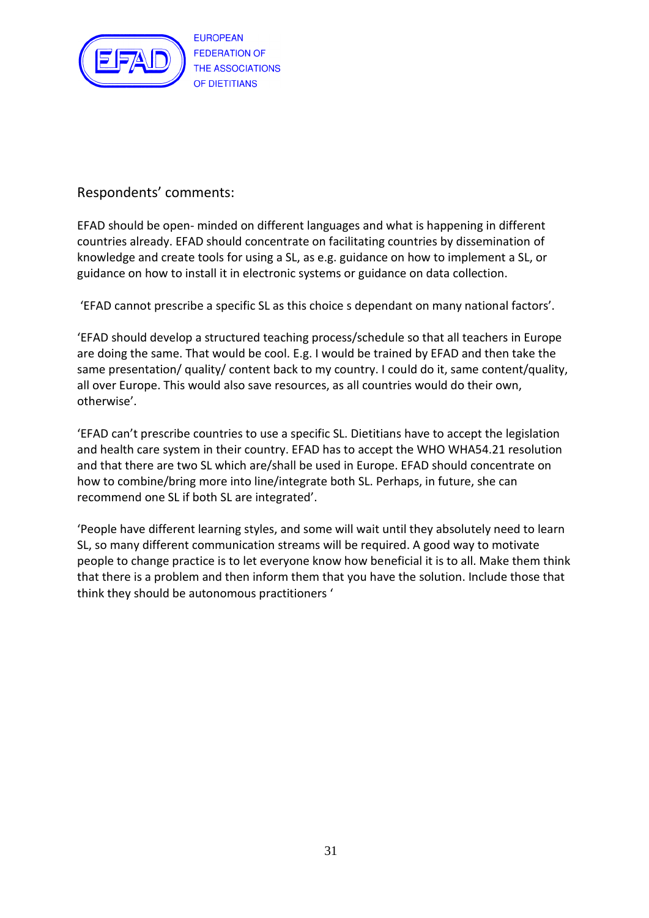Respondents' comments:

EFAD should be open- minded on different languages and what is happening in different countries already. EFAD should concentrate on facilitating countries by dissemination of knowledge and create tools for using a SL, as e.g. guidance on how to implement a SL, or guidance on how to install it in electronic systems or guidance on data collection.

'EFAD cannot prescribe a specific SL as this choice s dependant on many national factors'.

'EFAD should develop a structured teaching process/schedule so that all teachers in Europe are doing the same. That would be cool. E.g. I would be trained by EFAD and then take the same presentation/ quality/ content back to my country. I could do it, same content/quality, all over Europe. This would also save resources, as all countries would do their own, otherwise'.

'EFAD can't prescribe countries to use a specific SL. Dietitians have to accept the legislation and health care system in their country. EFAD has to accept the WHO WHA54.21 resolution and that there are two SL which are/shall be used in Europe. EFAD should concentrate on how to combine/bring more into line/integrate both SL. Perhaps, in future, she can recommend one SL if both SL are integrated'.

'People have different learning styles, and some will wait until they absolutely need to learn SL, so many different communication streams will be required. A good way to motivate people to change practice is to let everyone know how beneficial it is to all. Make them think that there is a problem and then inform them that you have the solution. Include those that think they should be autonomous practitioners '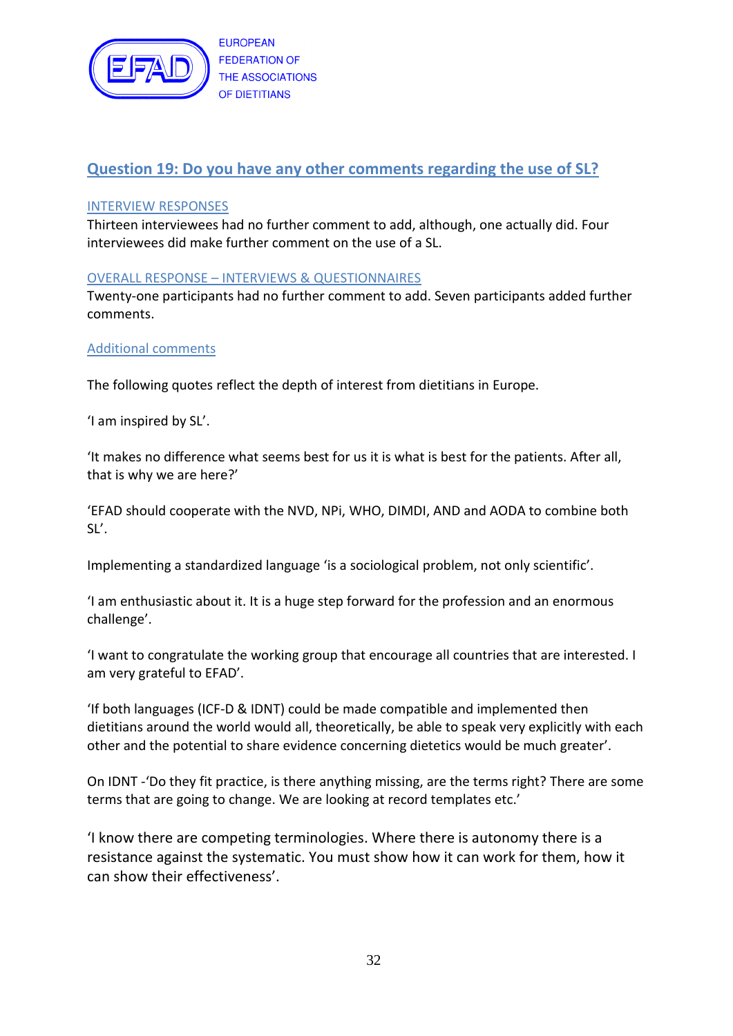## Question 19: Do you have any other comments regarding the use of SL?

### INTERVIEW RESPONSES

Thirteen interviewees had no further comment to add, although, one actually did. Four interviewees did make further comment on the use of a SL.

### OVERALL RESPONSE – INTERVIEWS & QUESTIONNAIRES

Twenty-one participants had no further comment to add. Seven participants added further comments.

### Additional comments

The following quotes reflect the depth of interest from dietitians in Europe.

'I am inspired by SL'.

'It makes no difference what seems best for us it is what is best for the patients. After all, that is why we are here?'

'EFAD should cooperate with the NVD, NPi, WHO, DIMDI, AND and AODA to combine both SL'.

Implementing a standardized language 'is a sociological problem, not only scientific'.

'I am enthusiastic about it. It is a huge step forward for the profession and an enormous challenge'.

'I want to congratulate the working group that encourage all countries that are interested. I am very grateful to EFAD'.

'If both languages (ICF-D & IDNT) could be made compatible and implemented then dietitians around the world would all, theoretically, be able to speak very explicitly with each other and the potential to share evidence concerning dietetics would be much greater'.

On IDNT -'Do they fit practice, is there anything missing, are the terms right? There are some terms that are going to change. We are looking at record templates etc.'

'I know there are competing terminologies. Where there is autonomy there is a resistance against the systematic. You must show how it can work for them, how it can show their effectiveness'.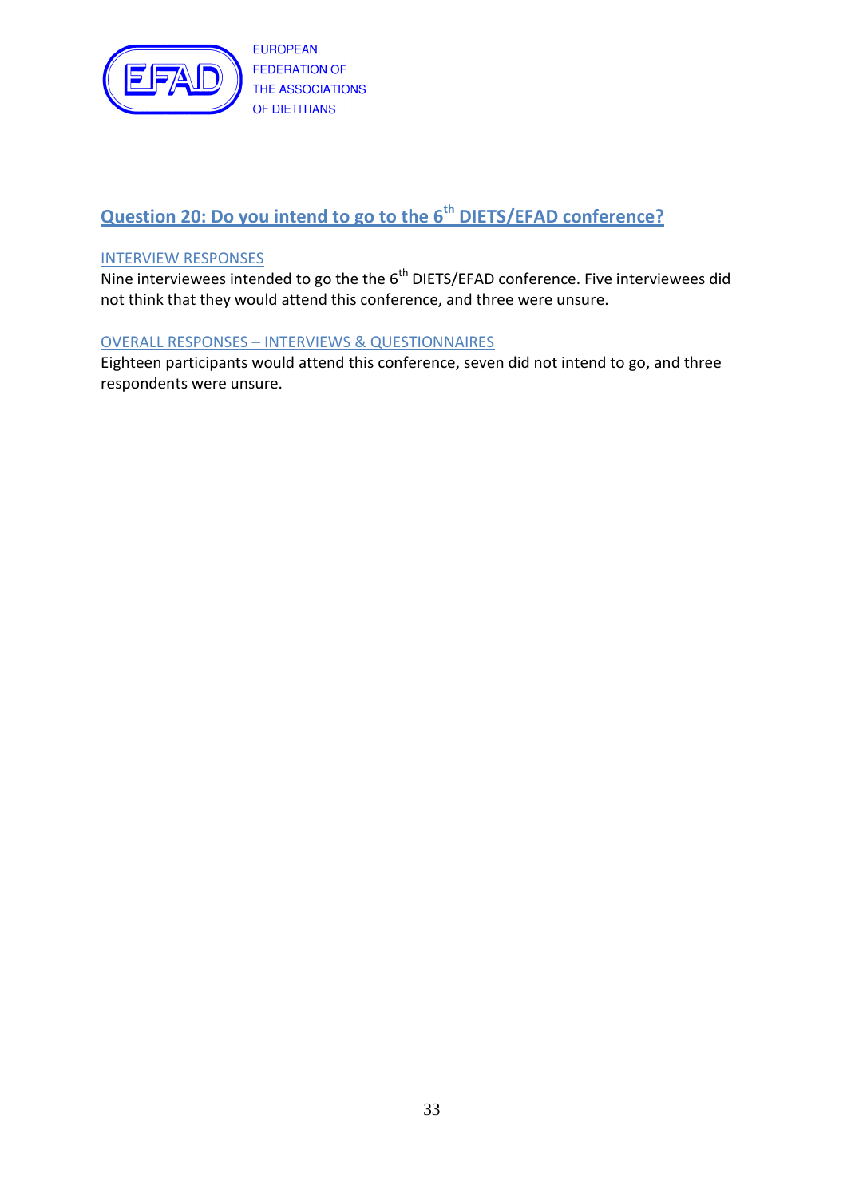## Question 20: Do you intend to go to the 6th DIETS/EFAD conference?

### INTERVIEW RESPONSES

Nine interviewees intended to go the the 6th DIETS/EFAD conference. Five interviewees did not think that they would attend this conference, and three were unsure.

### OVERALL RESPONSES – INTERVIEWS & QUESTIONNAIRES

Eighteen participants would attend this conference, seven did not intend to go, and three respondents were unsure.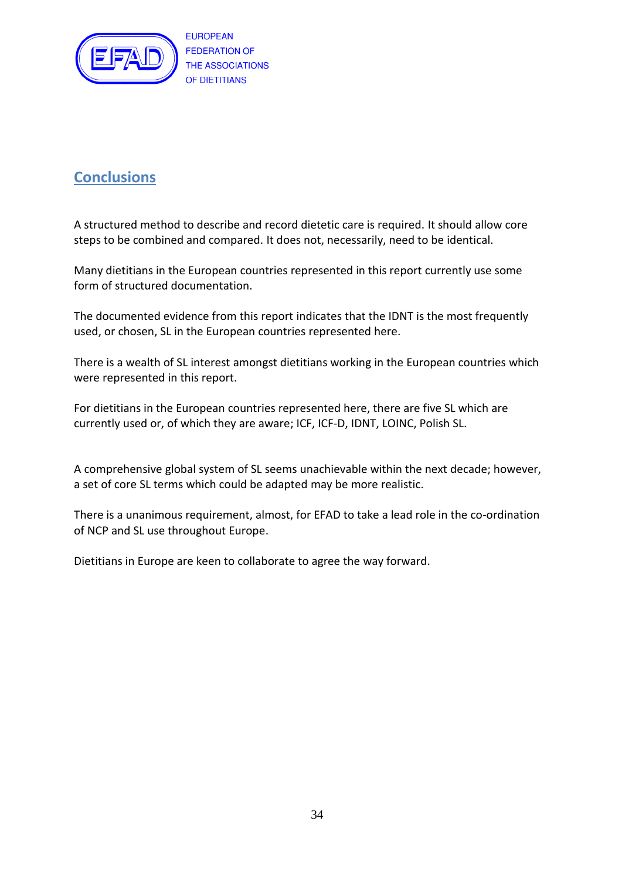## Conclusions

A structured method to describe and record dietetic care is required. It should allow core steps to be combined and compared. It does not, necessarily, need to be identical.

Many dietitians in the European countries represented in this report currently use some form of structured documentation.

The documented evidence from this report indicates that the IDNT is the most frequently used, or chosen, SL in the European countries represented here.

There is a wealth of SL interest amongst dietitians working in the European countries which were represented in this report.

For dietitians in the European countries represented here, there are five SL which are currently used or, of which they are aware; ICF, ICF-D, IDNT, LOINC, Polish SL.

A comprehensive global system of SL seems unachievable within the next decade; however, a set of core SL terms which could be adapted may be more realistic.

There is a unanimous requirement, almost, for EFAD to take a lead role in the co-ordination of NCP and SL use throughout Europe.

Dietitians in Europe are keen to collaborate to agree the way forward.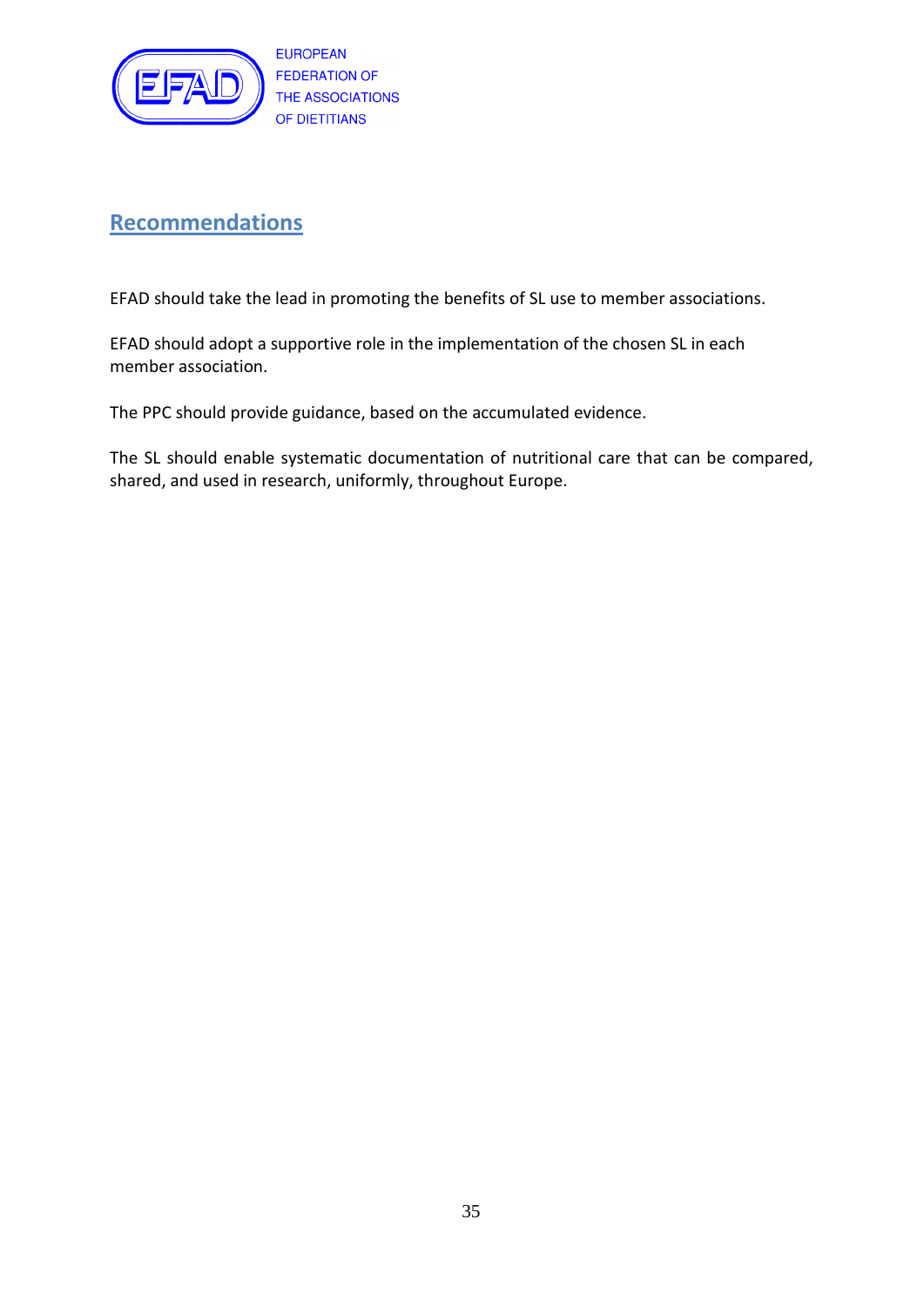## Recommendations

EFAD should take the lead in promoting the benefits of SL use to member associations.

EFAD should adopt a supportive role in the implementation of the chosen SL in each member association.

The PPC should provide guidance, based on the accumulated evidence.

The SL should enable systematic documentation of nutritional care that can be compared, shared, and used in research, uniformly, throughout Europe.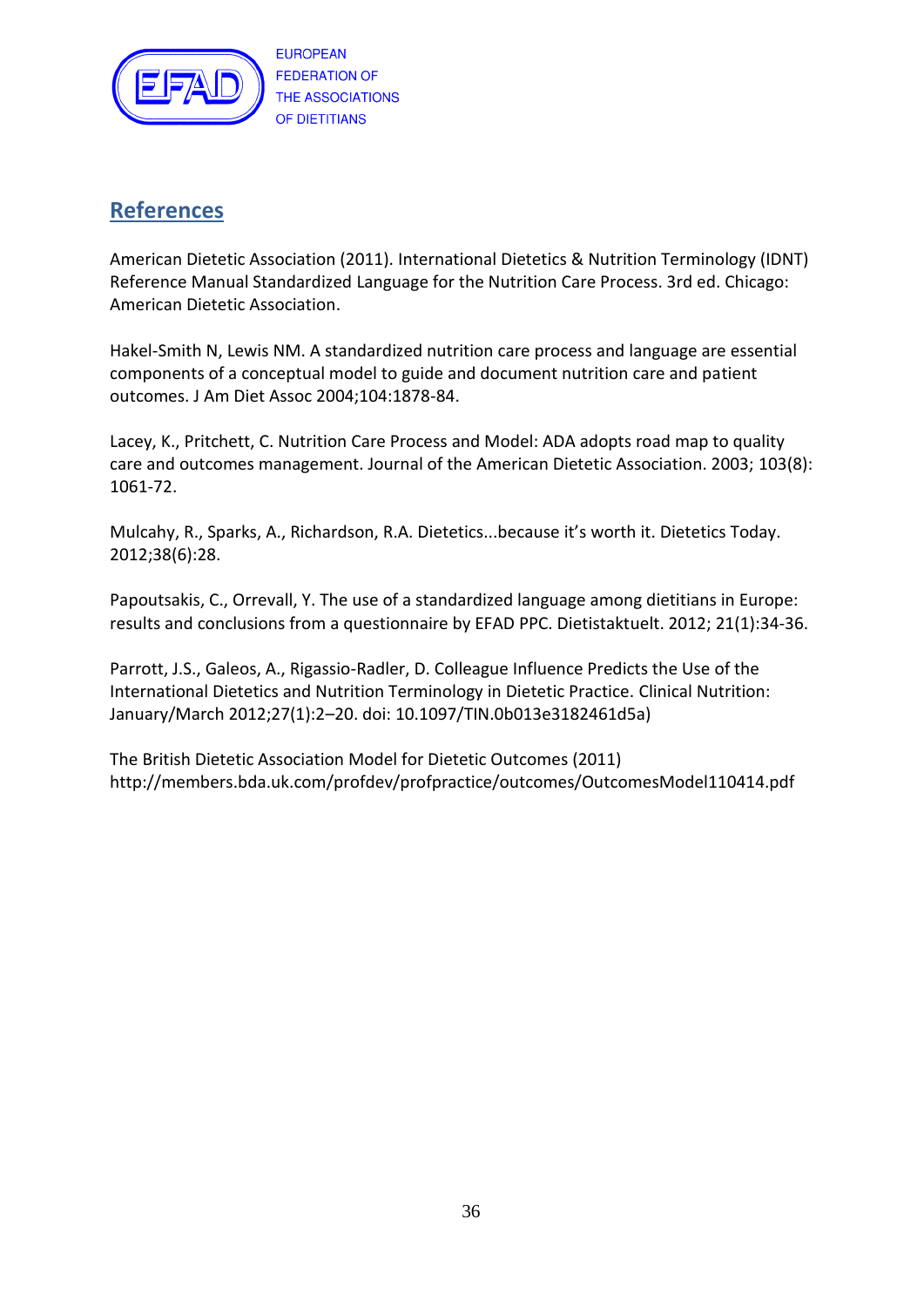## References

American Dietetic Association (2011). International Dietetics & Nutrition Terminology (IDNT) Reference Manual Standardized Language for the Nutrition Care Process. 3rd ed. Chicago: American Dietetic Association.

Hakel-Smith N, Lewis NM. A standardized nutrition care process and language are essential components of a conceptual model to guide and document nutrition care and patient outcomes. J Am Diet Assoc 2004;104:1878-84.

Lacey, K., Pritchett, C. Nutrition Care Process and Model: ADA adopts road map to quality care and outcomes management. Journal of the American Dietetic Association. 2003; 103(8): 1061-72.

Mulcahy, R., Sparks, A., Richardson, R.A. Dietetics...because it's worth it. Dietetics Today. 2012;38(6):28.

Papoutsakis, C., Orrevall, Y. The use of a standardized language among dietitians in Europe: results and conclusions from a questionnaire by EFAD PPC. Dietistaktuelt. 2012; 21(1):34-36.

Parrott, J.S., Galeos, A., Rigassio-Radler, D. Colleague Influence Predicts the Use of the International Dietetics and Nutrition Terminology in Dietetic Practice. Clinical Nutrition: January/March 2012;27(1):2–20. doi: 10.1097/TIN.0b013e3182461d5a)

The British Dietetic Association Model for Dietetic Outcomes (2011) http://members.bda.uk.com/profdev/profpractice/outcomes/OutcomesModel110414.pdf